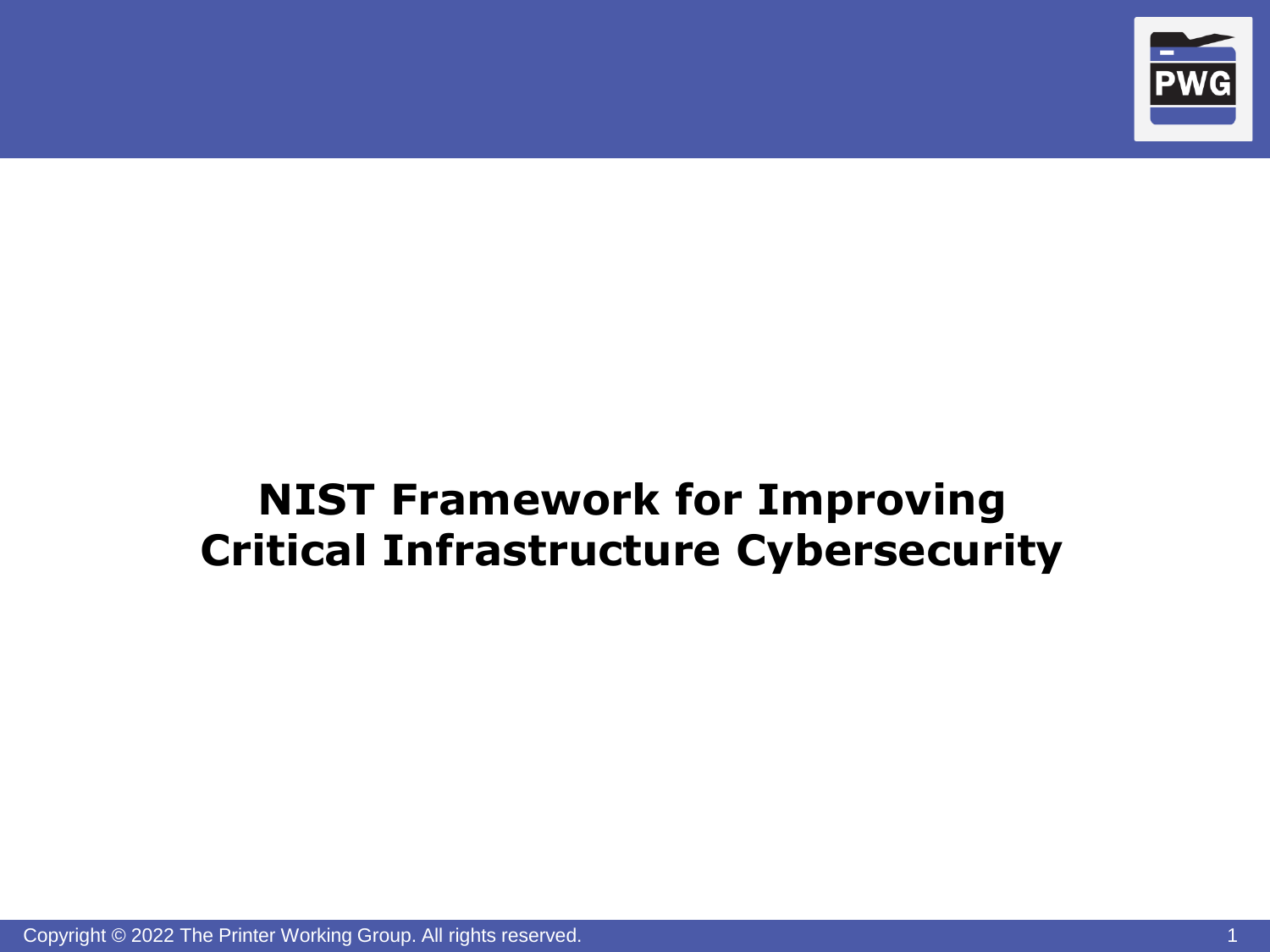# NIST Framework for Improving Critical Infrastructure Cybersecurity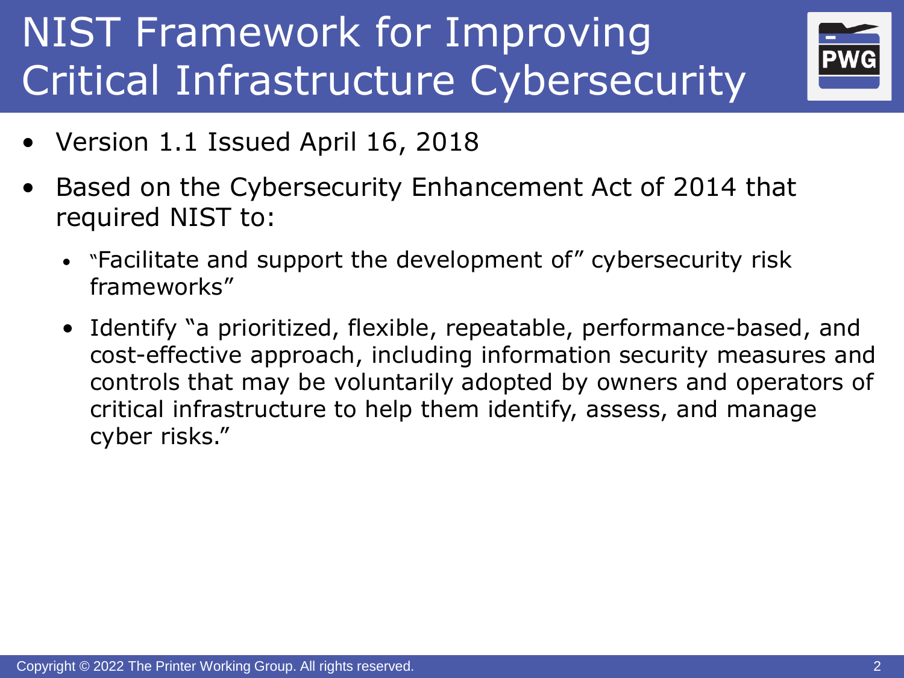# NIST Framework for Improving Critical Infrastructure Cybersecurity

- Version 1.1 Issued April 16, 2018
- Based on the Cybersecurity Enhancement Act of 2014 that required NIST to:
  - "Facilitate and support the development of" cybersecurity risk frameworks"
  - Identify "a prioritized, flexible, repeatable, performance-based, and cost-effective approach, including information security measures and controls that may be voluntarily adopted by owners and operators of critical infrastructure to help them identify, assess, and manage cyber risks."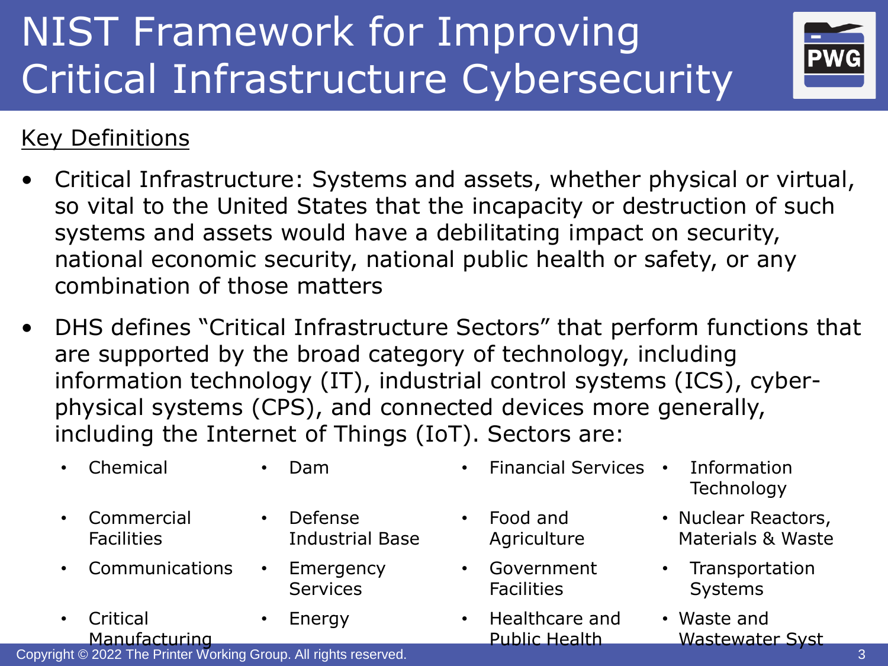# NIST Framework for Improving Critical Infrastructure Cybersecurity

Key Definitions

- Critical Infrastructure: Systems and assets, whether physical or virtual, so vital to the United States that the incapacity or destruction of such systems and assets would have a debilitating impact on security, national economic security, national public health or safety, or any combination of those matters
- DHS defines "Critical Infrastructure Sectors" that perform functions that are supported by the broad category of technology, including information technology (IT), industrial control systems (ICS), cyber-physical systems (CPS), and connected devices more generally, including the Internet of Things (IoT). Sectors are:
  - Chemical
  - Commercial Facilities
  - Communications
  - Critical Manufacturing
  - Dam
  - Defense Industrial Base
  - Emergency Services
  - Energy
  - Financial Services
  - Food and Agriculture
  - Government Facilities
  - Healthcare and Public Health
  - Information Technology
  - Nuclear Reactors, Materials & Waste
  - Transportation Systems
  - Waste and Wastewater Syst

Copyright © 2022 The Printer Working Group. All rights reserved.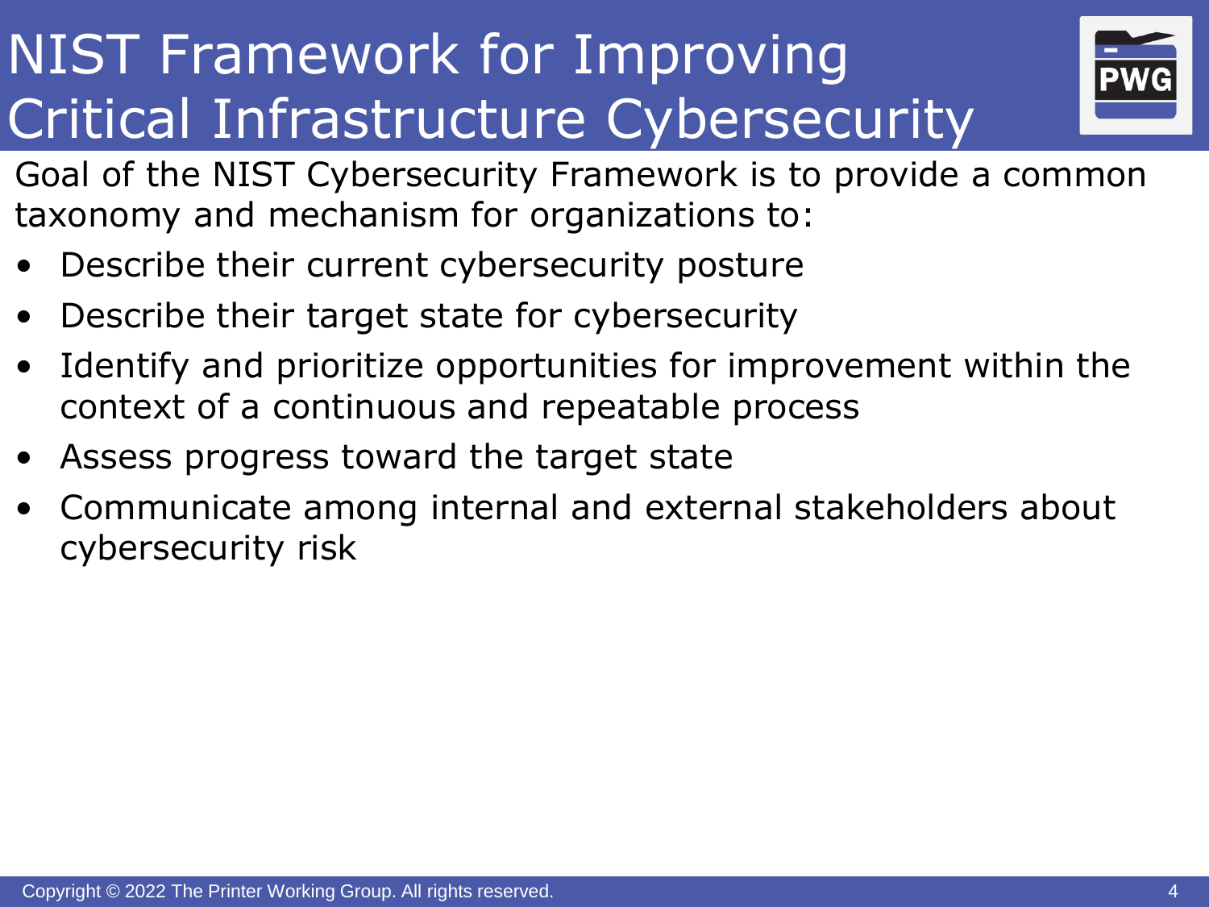# NIST Framework for Improving Critical Infrastructure Cybersecurity

Goal of the NIST Cybersecurity Framework is to provide a common taxonomy and mechanism for organizations to:

- Describe their current cybersecurity posture
- Describe their target state for cybersecurity
- Identify and prioritize opportunities for improvement within the context of a continuous and repeatable process
- Assess progress toward the target state
- Communicate among internal and external stakeholders about cybersecurity risk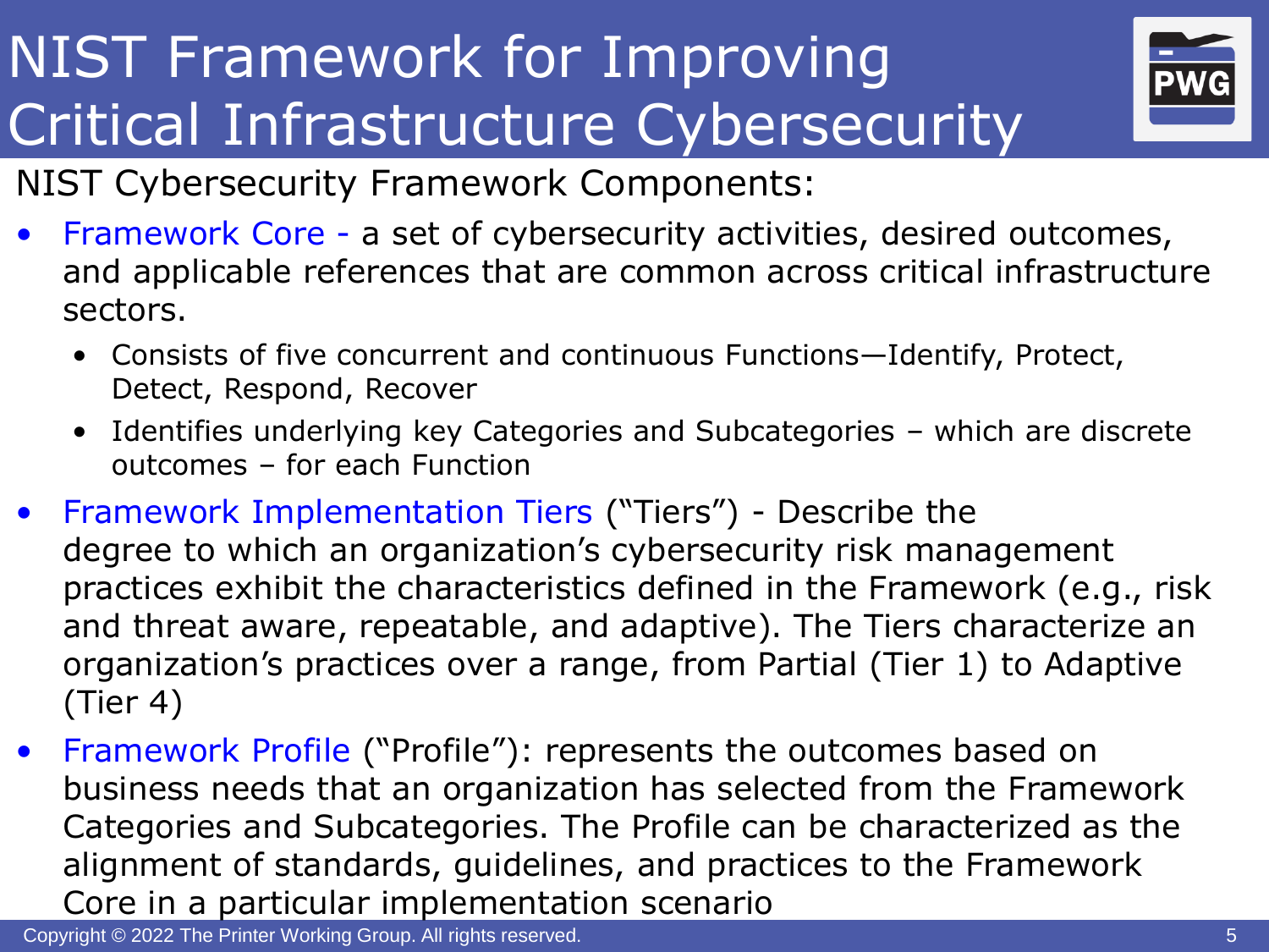# NIST Framework for Improving Critical Infrastructure Cybersecurity

NIST Cybersecurity Framework Components:

- Framework Core - a set of cybersecurity activities, desired outcomes, and applicable references that are common across critical infrastructure sectors.
  - Consists of five concurrent and continuous Functions—Identify, Protect, Detect, Respond, Recover
  - Identifies underlying key Categories and Subcategories – which are discrete outcomes – for each Function
- Framework Implementation Tiers ("Tiers") - Describe the degree to which an organization's cybersecurity risk management practices exhibit the characteristics defined in the Framework (e.g., risk and threat aware, repeatable, and adaptive). The Tiers characterize an organization's practices over a range, from Partial (Tier 1) to Adaptive (Tier 4)
- Framework Profile ("Profile"): represents the outcomes based on business needs that an organization has selected from the Framework Categories and Subcategories. The Profile can be characterized as the alignment of standards, guidelines, and practices to the Framework Core in a particular implementation scenario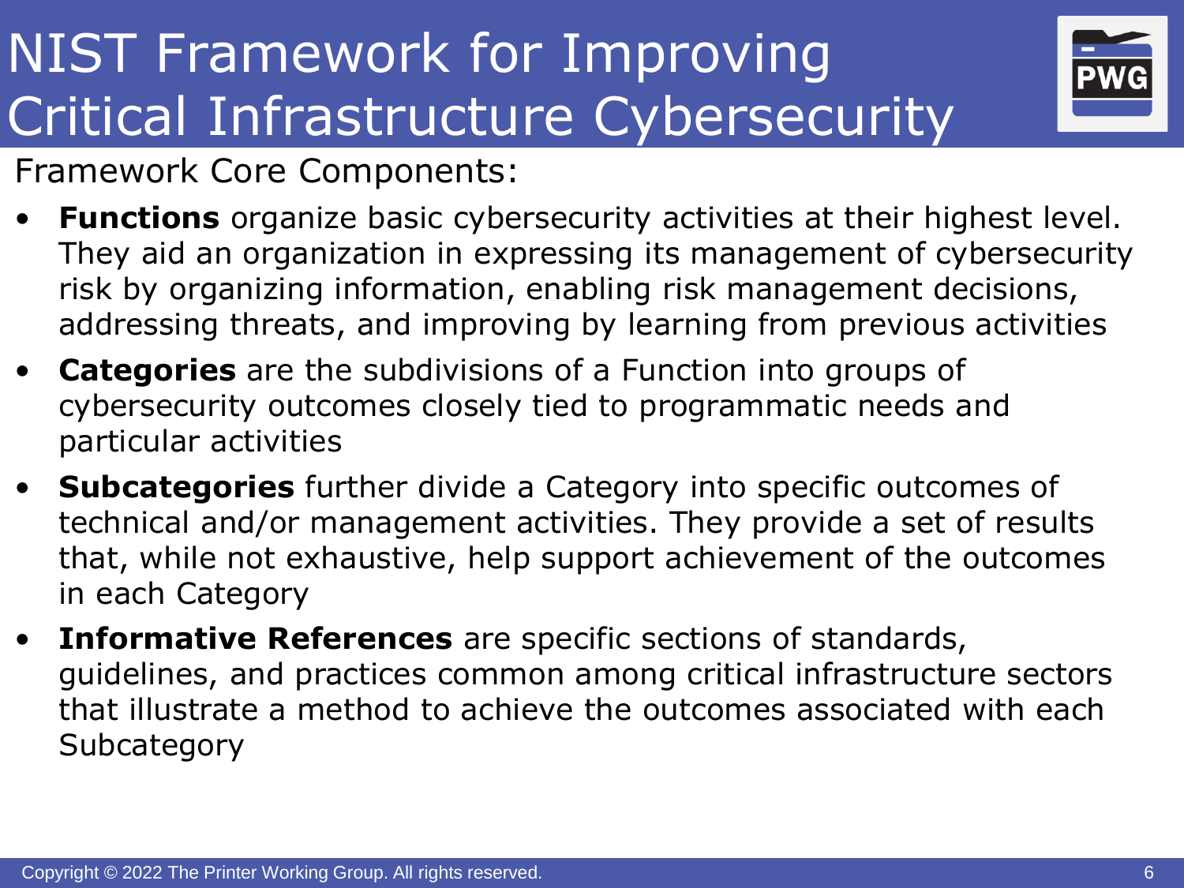# NIST Framework for Improving Critical Infrastructure Cybersecurity

Framework Core Components:

- **Functions** organize basic cybersecurity activities at their highest level. They aid an organization in expressing its management of cybersecurity risk by organizing information, enabling risk management decisions, addressing threats, and improving by learning from previous activities
- **Categories** are the subdivisions of a Function into groups of cybersecurity outcomes closely tied to programmatic needs and particular activities
- **Subcategories** further divide a Category into specific outcomes of technical and/or management activities. They provide a set of results that, while not exhaustive, help support achievement of the outcomes in each Category
- **Informative References** are specific sections of standards, guidelines, and practices common among critical infrastructure sectors that illustrate a method to achieve the outcomes associated with each Subcategory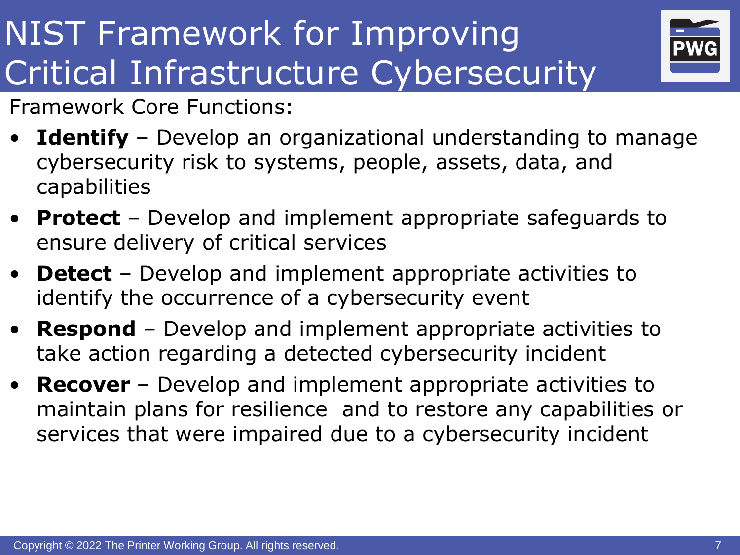# NIST Framework for Improving Critical Infrastructure Cybersecurity

Framework Core Functions:

- **Identify** – Develop an organizational understanding to manage cybersecurity risk to systems, people, assets, data, and capabilities
- **Protect** – Develop and implement appropriate safeguards to ensure delivery of critical services
- **Detect** – Develop and implement appropriate activities to identify the occurrence of a cybersecurity event
- **Respond** – Develop and implement appropriate activities to take action regarding a detected cybersecurity incident
- **Recover** – Develop and implement appropriate activities to maintain plans for resilience and to restore any capabilities or services that were impaired due to a cybersecurity incident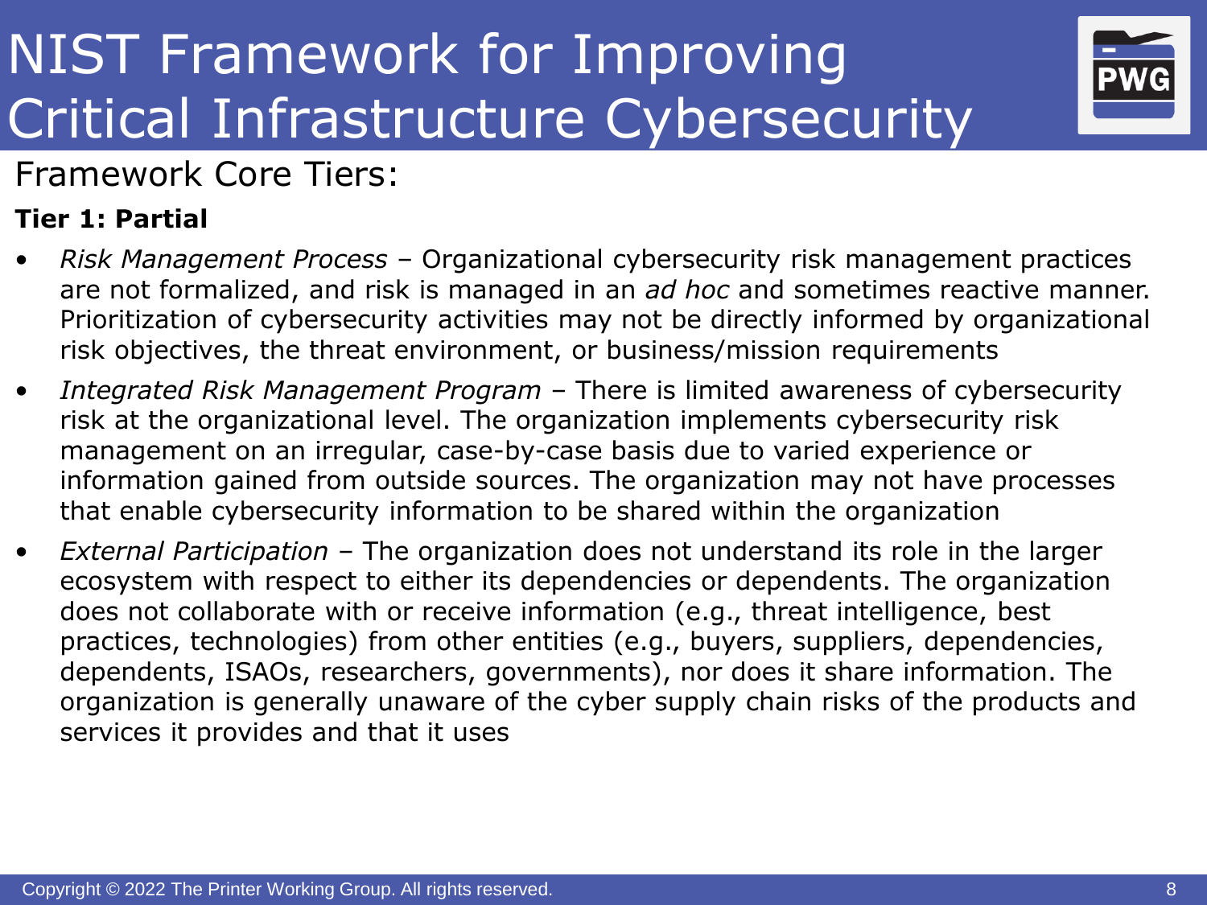# NIST Framework for Improving Critical Infrastructure Cybersecurity

## Framework Core Tiers:

**Tier 1: Partial**

- *Risk Management Process* – Organizational cybersecurity risk management practices are not formalized, and risk is managed in an *ad hoc* and sometimes reactive manner. Prioritization of cybersecurity activities may not be directly informed by organizational risk objectives, the threat environment, or business/mission requirements
- *Integrated Risk Management Program* – There is limited awareness of cybersecurity risk at the organizational level. The organization implements cybersecurity risk management on an irregular, case-by-case basis due to varied experience or information gained from outside sources. The organization may not have processes that enable cybersecurity information to be shared within the organization
- *External Participation* – The organization does not understand its role in the larger ecosystem with respect to either its dependencies or dependents. The organization does not collaborate with or receive information (e.g., threat intelligence, best practices, technologies) from other entities (e.g., buyers, suppliers, dependencies, dependents, ISAOs, researchers, governments), nor does it share information. The organization is generally unaware of the cyber supply chain risks of the products and services it provides and that it uses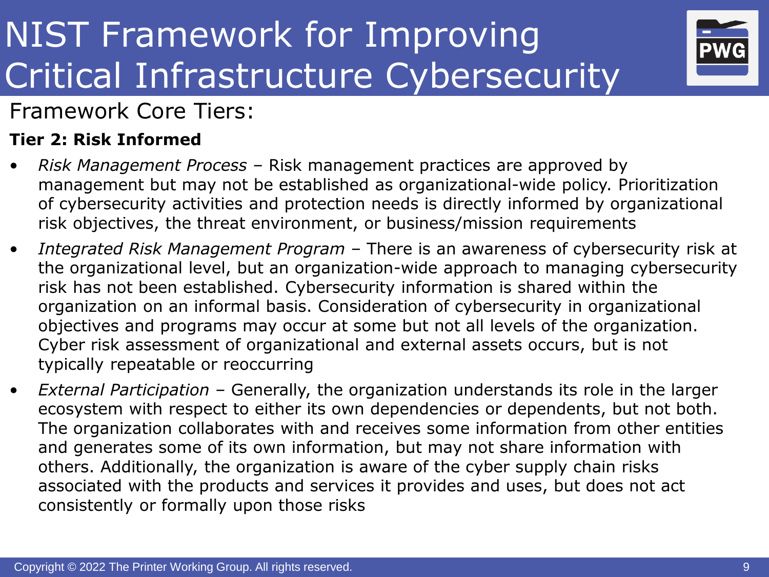# NIST Framework for Improving Critical Infrastructure Cybersecurity

## Framework Core Tiers:

**Tier 2: Risk Informed**

- *Risk Management Process* – Risk management practices are approved by management but may not be established as organizational-wide policy. Prioritization of cybersecurity activities and protection needs is directly informed by organizational risk objectives, the threat environment, or business/mission requirements
- *Integrated Risk Management Program* – There is an awareness of cybersecurity risk at the organizational level, but an organization-wide approach to managing cybersecurity risk has not been established. Cybersecurity information is shared within the organization on an informal basis. Consideration of cybersecurity in organizational objectives and programs may occur at some but not all levels of the organization. Cyber risk assessment of organizational and external assets occurs, but is not typically repeatable or reoccurring
- *External Participation* – Generally, the organization understands its role in the larger ecosystem with respect to either its own dependencies or dependents, but not both. The organization collaborates with and receives some information from other entities and generates some of its own information, but may not share information with others. Additionally, the organization is aware of the cyber supply chain risks associated with the products and services it provides and uses, but does not act consistently or formally upon those risks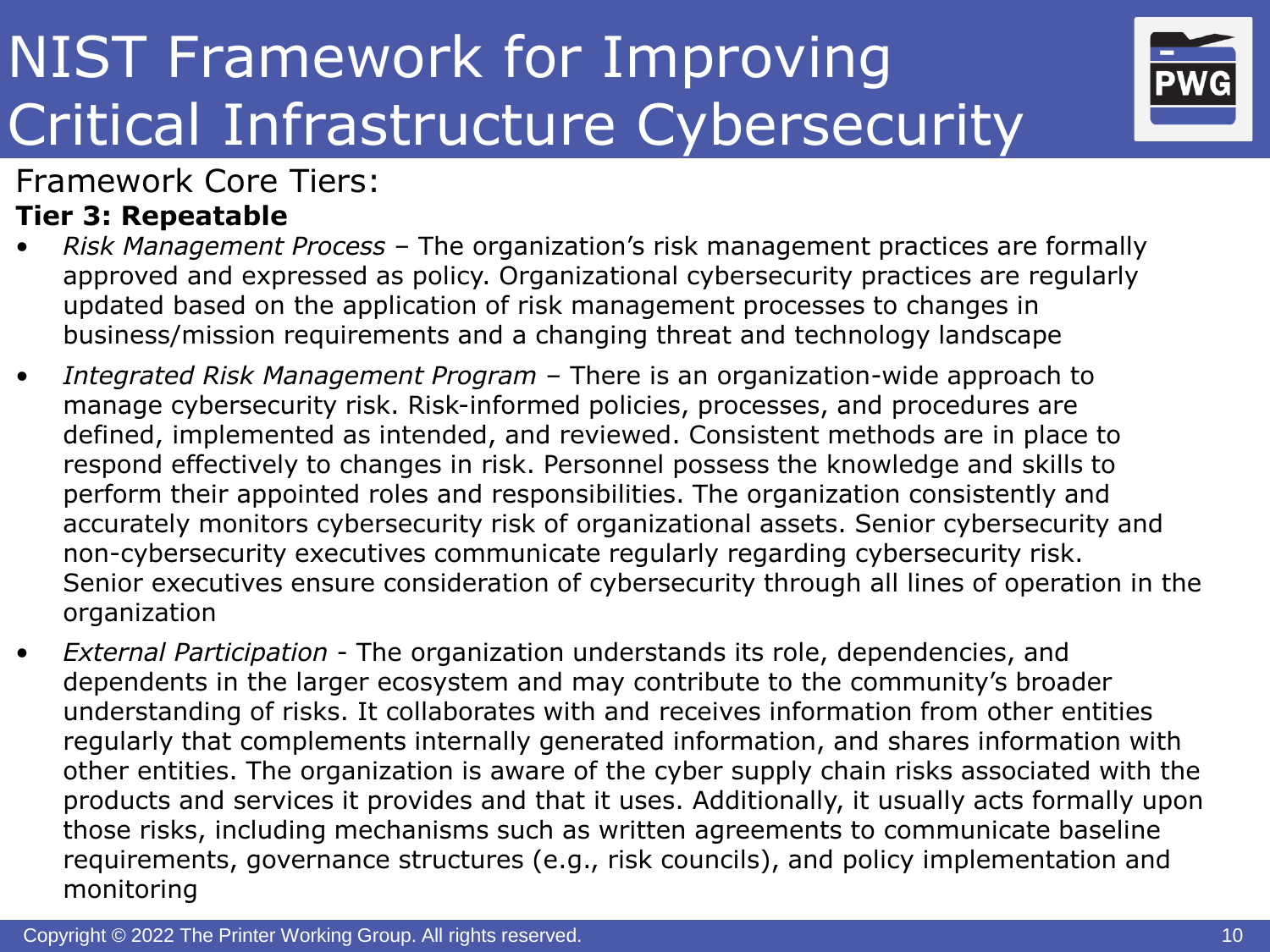# NIST Framework for Improving Critical Infrastructure Cybersecurity

Framework Core Tiers:

**Tier 3: Repeatable**

- *Risk Management Process* – The organization's risk management practices are formally approved and expressed as policy. Organizational cybersecurity practices are regularly updated based on the application of risk management processes to changes in business/mission requirements and a changing threat and technology landscape
- *Integrated Risk Management Program* – There is an organization-wide approach to manage cybersecurity risk. Risk-informed policies, processes, and procedures are defined, implemented as intended, and reviewed. Consistent methods are in place to respond effectively to changes in risk. Personnel possess the knowledge and skills to perform their appointed roles and responsibilities. The organization consistently and accurately monitors cybersecurity risk of organizational assets. Senior cybersecurity and non-cybersecurity executives communicate regularly regarding cybersecurity risk. Senior executives ensure consideration of cybersecurity through all lines of operation in the organization
- *External Participation* - The organization understands its role, dependencies, and dependents in the larger ecosystem and may contribute to the community's broader understanding of risks. It collaborates with and receives information from other entities regularly that complements internally generated information, and shares information with other entities. The organization is aware of the cyber supply chain risks associated with the products and services it provides and that it uses. Additionally, it usually acts formally upon those risks, including mechanisms such as written agreements to communicate baseline requirements, governance structures (e.g., risk councils), and policy implementation and monitoring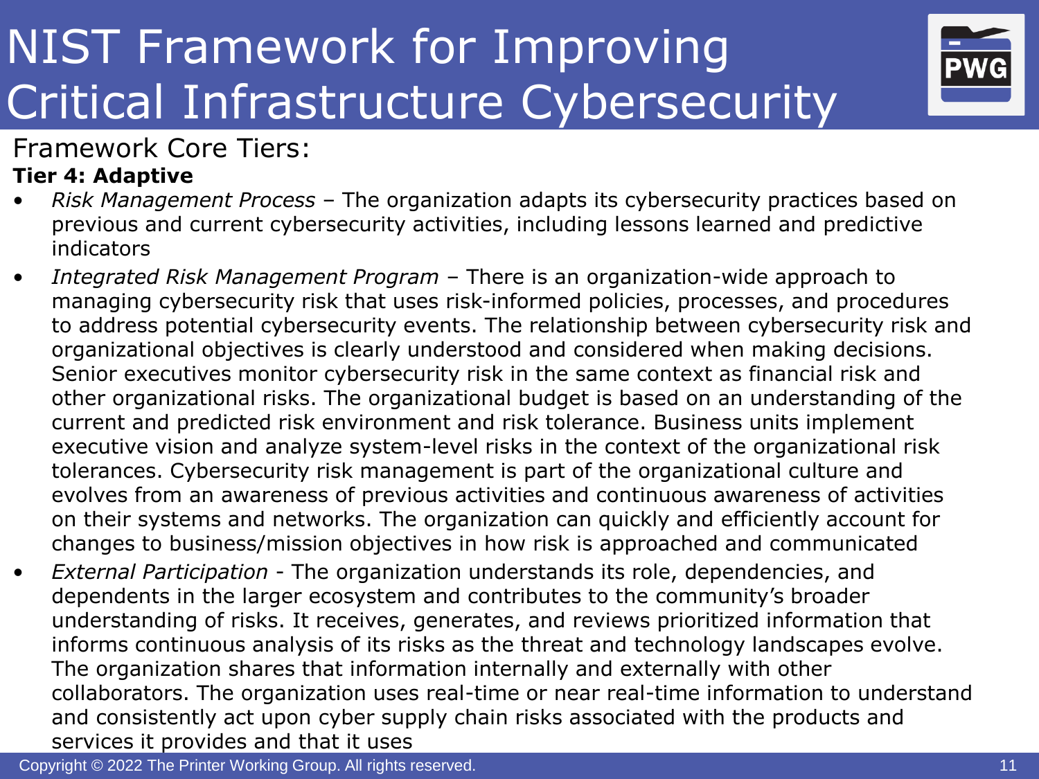# NIST Framework for Improving Critical Infrastructure Cybersecurity

Framework Core Tiers:

**Tier 4: Adaptive**

- *Risk Management Process* – The organization adapts its cybersecurity practices based on previous and current cybersecurity activities, including lessons learned and predictive indicators
- *Integrated Risk Management Program* – There is an organization-wide approach to managing cybersecurity risk that uses risk-informed policies, processes, and procedures to address potential cybersecurity events. The relationship between cybersecurity risk and organizational objectives is clearly understood and considered when making decisions. Senior executives monitor cybersecurity risk in the same context as financial risk and other organizational risks. The organizational budget is based on an understanding of the current and predicted risk environment and risk tolerance. Business units implement executive vision and analyze system-level risks in the context of the organizational risk tolerances. Cybersecurity risk management is part of the organizational culture and evolves from an awareness of previous activities and continuous awareness of activities on their systems and networks. The organization can quickly and efficiently account for changes to business/mission objectives in how risk is approached and communicated
- *External Participation* - The organization understands its role, dependencies, and dependents in the larger ecosystem and contributes to the community's broader understanding of risks. It receives, generates, and reviews prioritized information that informs continuous analysis of its risks as the threat and technology landscapes evolve. The organization shares that information internally and externally with other collaborators. The organization uses real-time or near real-time information to understand and consistently act upon cyber supply chain risks associated with the products and services it provides and that it uses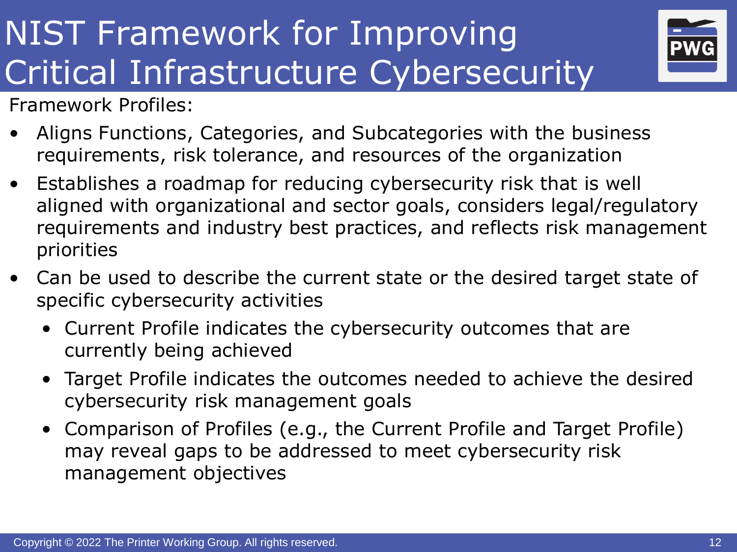# NIST Framework for Improving Critical Infrastructure Cybersecurity

Framework Profiles:

- Aligns Functions, Categories, and Subcategories with the business requirements, risk tolerance, and resources of the organization
- Establishes a roadmap for reducing cybersecurity risk that is well aligned with organizational and sector goals, considers legal/regulatory requirements and industry best practices, and reflects risk management priorities
- Can be used to describe the current state or the desired target state of specific cybersecurity activities
  - Current Profile indicates the cybersecurity outcomes that are currently being achieved
  - Target Profile indicates the outcomes needed to achieve the desired cybersecurity risk management goals
  - Comparison of Profiles (e.g., the Current Profile and Target Profile) may reveal gaps to be addressed to meet cybersecurity risk management objectives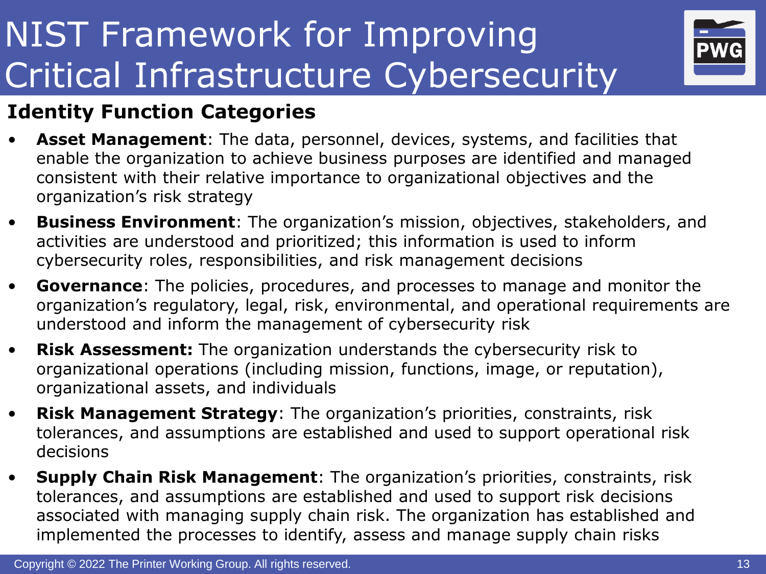# NIST Framework for Improving Critical Infrastructure Cybersecurity

## Identity Function Categories

- **Asset Management**: The data, personnel, devices, systems, and facilities that enable the organization to achieve business purposes are identified and managed consistent with their relative importance to organizational objectives and the organization's risk strategy
- **Business Environment**: The organization's mission, objectives, stakeholders, and activities are understood and prioritized; this information is used to inform cybersecurity roles, responsibilities, and risk management decisions
- **Governance**: The policies, procedures, and processes to manage and monitor the organization's regulatory, legal, risk, environmental, and operational requirements are understood and inform the management of cybersecurity risk
- **Risk Assessment:** The organization understands the cybersecurity risk to organizational operations (including mission, functions, image, or reputation), organizational assets, and individuals
- **Risk Management Strategy**: The organization's priorities, constraints, risk tolerances, and assumptions are established and used to support operational risk decisions
- **Supply Chain Risk Management**: The organization's priorities, constraints, risk tolerances, and assumptions are established and used to support risk decisions associated with managing supply chain risk. The organization has established and implemented the processes to identify, assess and manage supply chain risks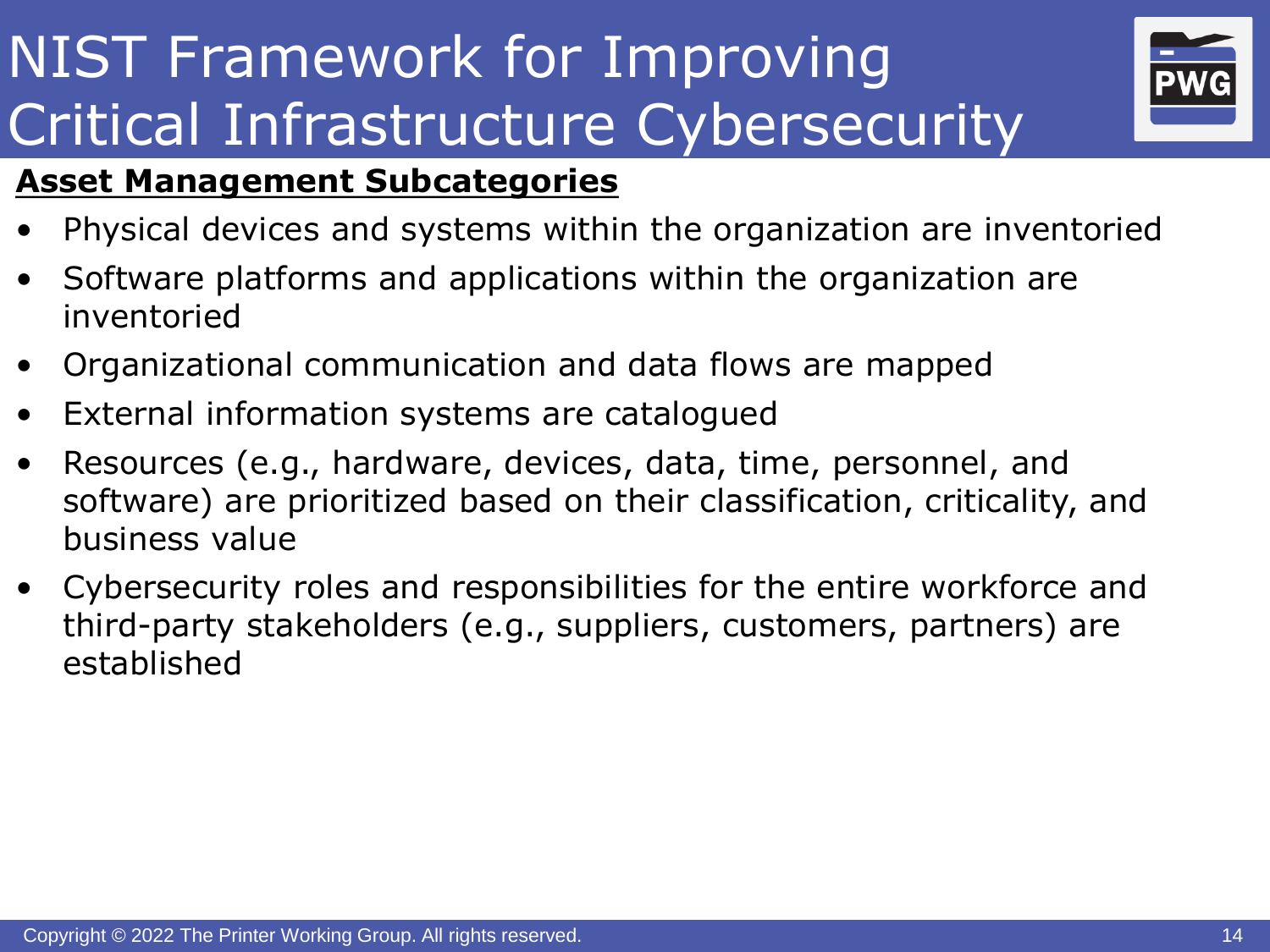# NIST Framework for Improving Critical Infrastructure Cybersecurity

## Asset Management Subcategories

- Physical devices and systems within the organization are inventoried
- Software platforms and applications within the organization are inventoried
- Organizational communication and data flows are mapped
- External information systems are catalogued
- Resources (e.g., hardware, devices, data, time, personnel, and software) are prioritized based on their classification, criticality, and business value
- Cybersecurity roles and responsibilities for the entire workforce and third-party stakeholders (e.g., suppliers, customers, partners) are established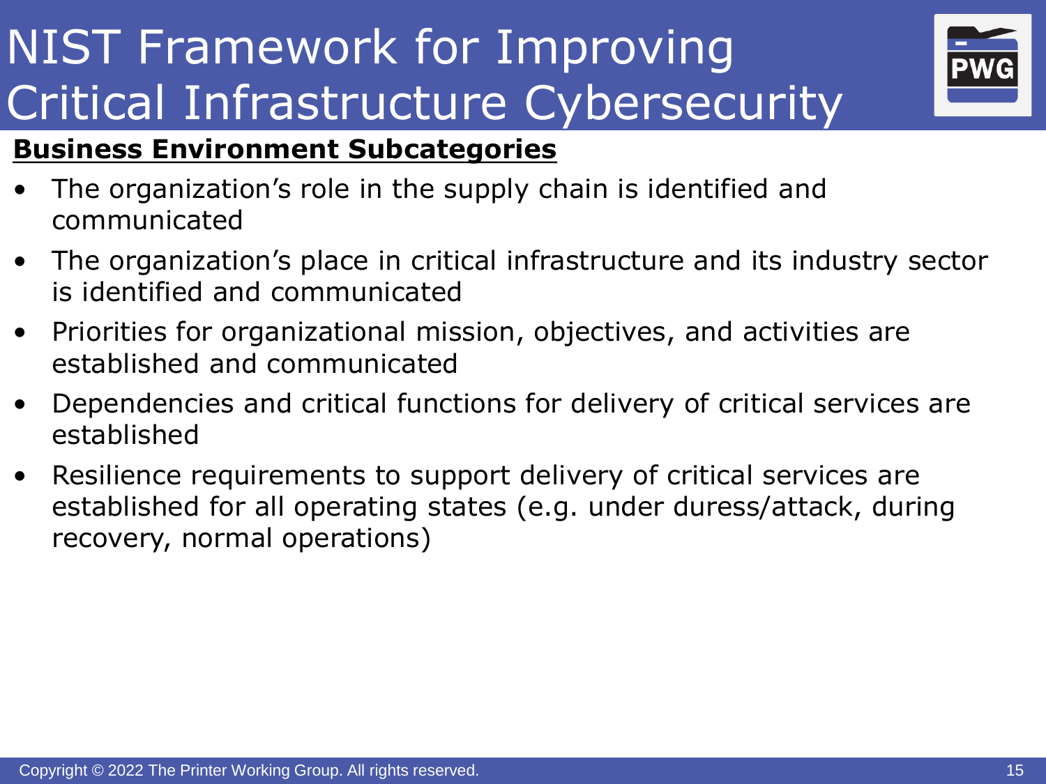# NIST Framework for Improving Critical Infrastructure Cybersecurity

**Business Environment Subcategories**

- The organization’s role in the supply chain is identified and communicated
- The organization’s place in critical infrastructure and its industry sector is identified and communicated
- Priorities for organizational mission, objectives, and activities are established and communicated
- Dependencies and critical functions for delivery of critical services are established
- Resilience requirements to support delivery of critical services are established for all operating states (e.g. under duress/attack, during recovery, normal operations)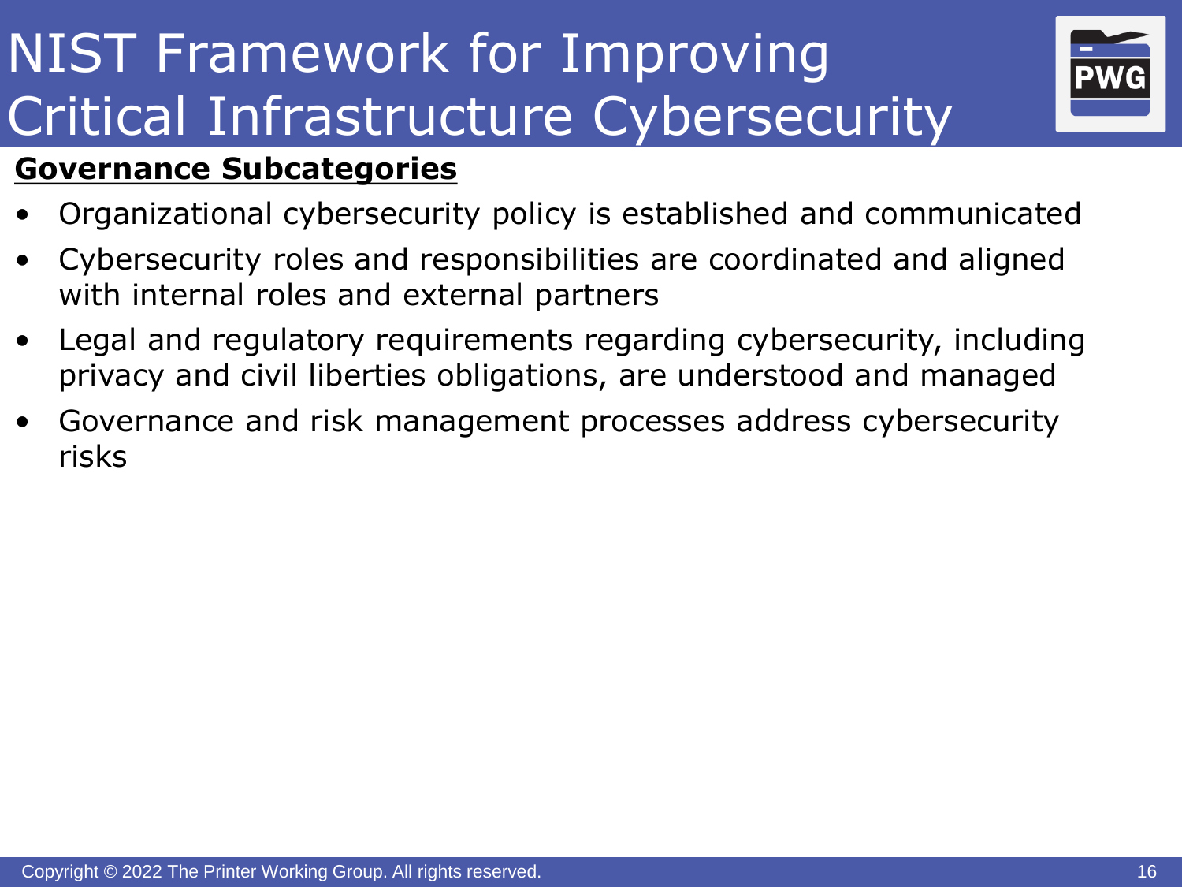# NIST Framework for Improving Critical Infrastructure Cybersecurity

**Governance Subcategories**

- Organizational cybersecurity policy is established and communicated
- Cybersecurity roles and responsibilities are coordinated and aligned with internal roles and external partners
- Legal and regulatory requirements regarding cybersecurity, including privacy and civil liberties obligations, are understood and managed
- Governance and risk management processes address cybersecurity risks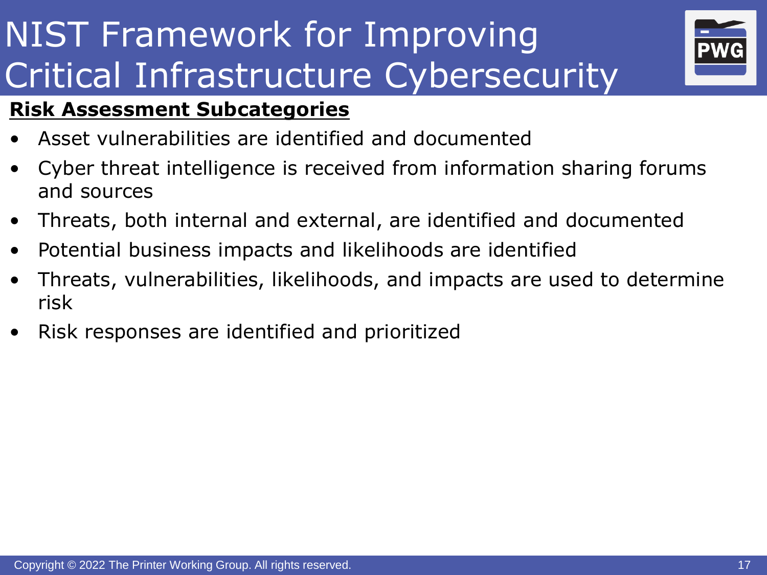# NIST Framework for Improving Critical Infrastructure Cybersecurity

**Risk Assessment Subcategories**

- Asset vulnerabilities are identified and documented
- Cyber threat intelligence is received from information sharing forums and sources
- Threats, both internal and external, are identified and documented
- Potential business impacts and likelihoods are identified
- Threats, vulnerabilities, likelihoods, and impacts are used to determine risk
- Risk responses are identified and prioritized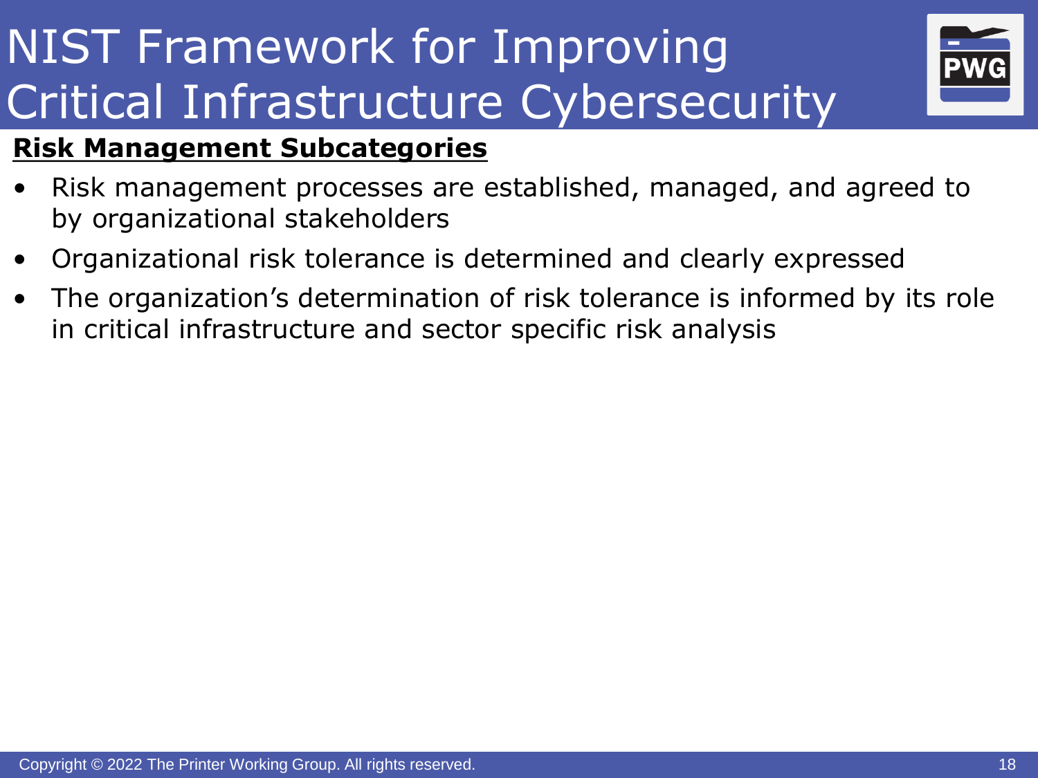# NIST Framework for Improving Critical Infrastructure Cybersecurity

**Risk Management Subcategories**

- Risk management processes are established, managed, and agreed to by organizational stakeholders
- Organizational risk tolerance is determined and clearly expressed
- The organization’s determination of risk tolerance is informed by its role in critical infrastructure and sector specific risk analysis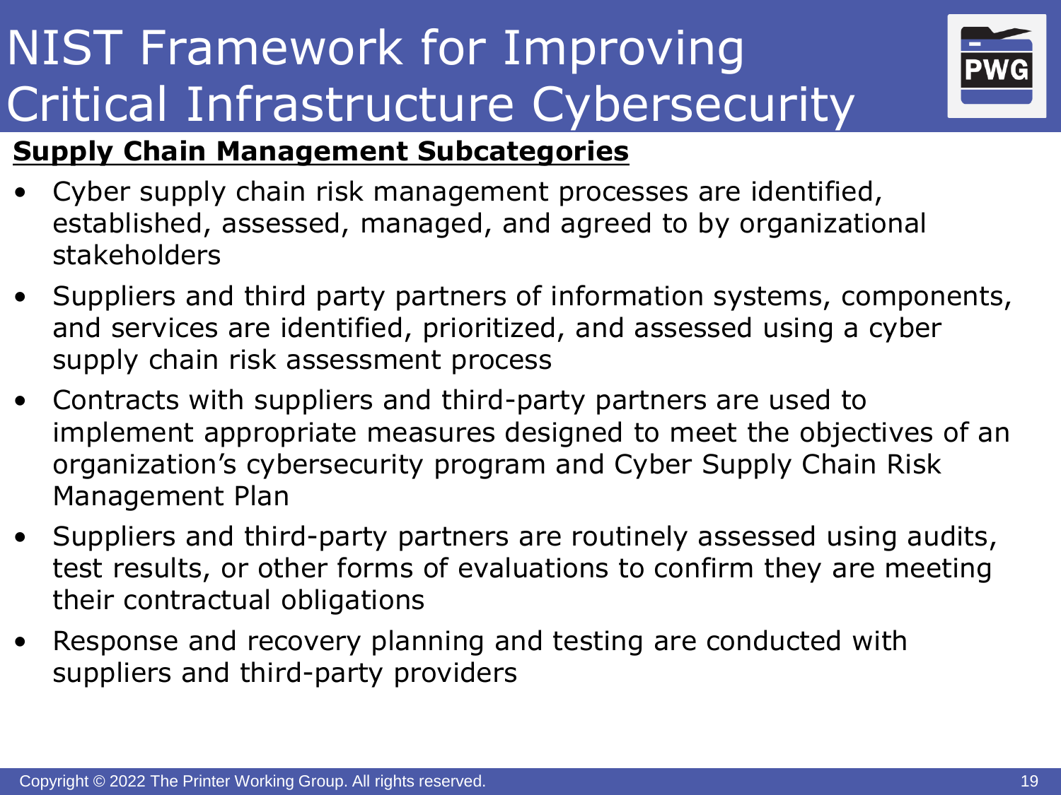# NIST Framework for Improving Critical Infrastructure Cybersecurity

**Supply Chain Management Subcategories**

- Cyber supply chain risk management processes are identified, established, assessed, managed, and agreed to by organizational stakeholders
- Suppliers and third party partners of information systems, components, and services are identified, prioritized, and assessed using a cyber supply chain risk assessment process
- Contracts with suppliers and third-party partners are used to implement appropriate measures designed to meet the objectives of an organization's cybersecurity program and Cyber Supply Chain Risk Management Plan
- Suppliers and third-party partners are routinely assessed using audits, test results, or other forms of evaluations to confirm they are meeting their contractual obligations
- Response and recovery planning and testing are conducted with suppliers and third-party providers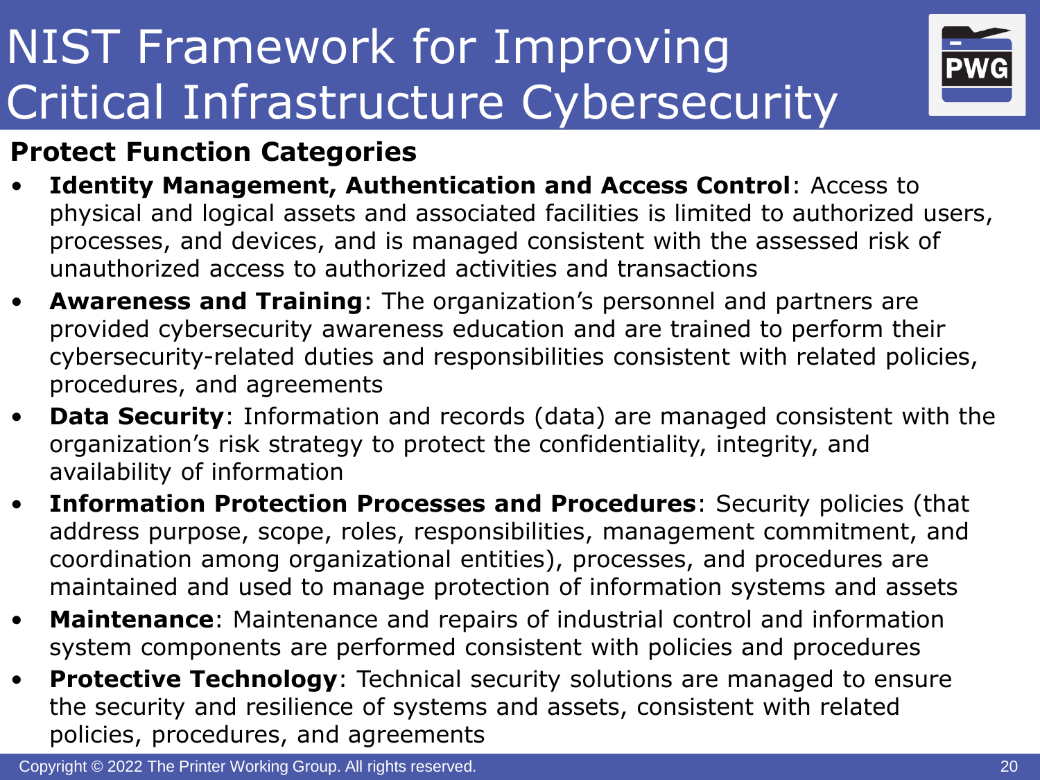# NIST Framework for Improving Critical Infrastructure Cybersecurity

## Protect Function Categories

- **Identity Management, Authentication and Access Control**: Access to physical and logical assets and associated facilities is limited to authorized users, processes, and devices, and is managed consistent with the assessed risk of unauthorized access to authorized activities and transactions
- **Awareness and Training**: The organization's personnel and partners are provided cybersecurity awareness education and are trained to perform their cybersecurity-related duties and responsibilities consistent with related policies, procedures, and agreements
- **Data Security**: Information and records (data) are managed consistent with the organization's risk strategy to protect the confidentiality, integrity, and availability of information
- **Information Protection Processes and Procedures**: Security policies (that address purpose, scope, roles, responsibilities, management commitment, and coordination among organizational entities), processes, and procedures are maintained and used to manage protection of information systems and assets
- **Maintenance**: Maintenance and repairs of industrial control and information system components are performed consistent with policies and procedures
- **Protective Technology**: Technical security solutions are managed to ensure the security and resilience of systems and assets, consistent with related policies, procedures, and agreements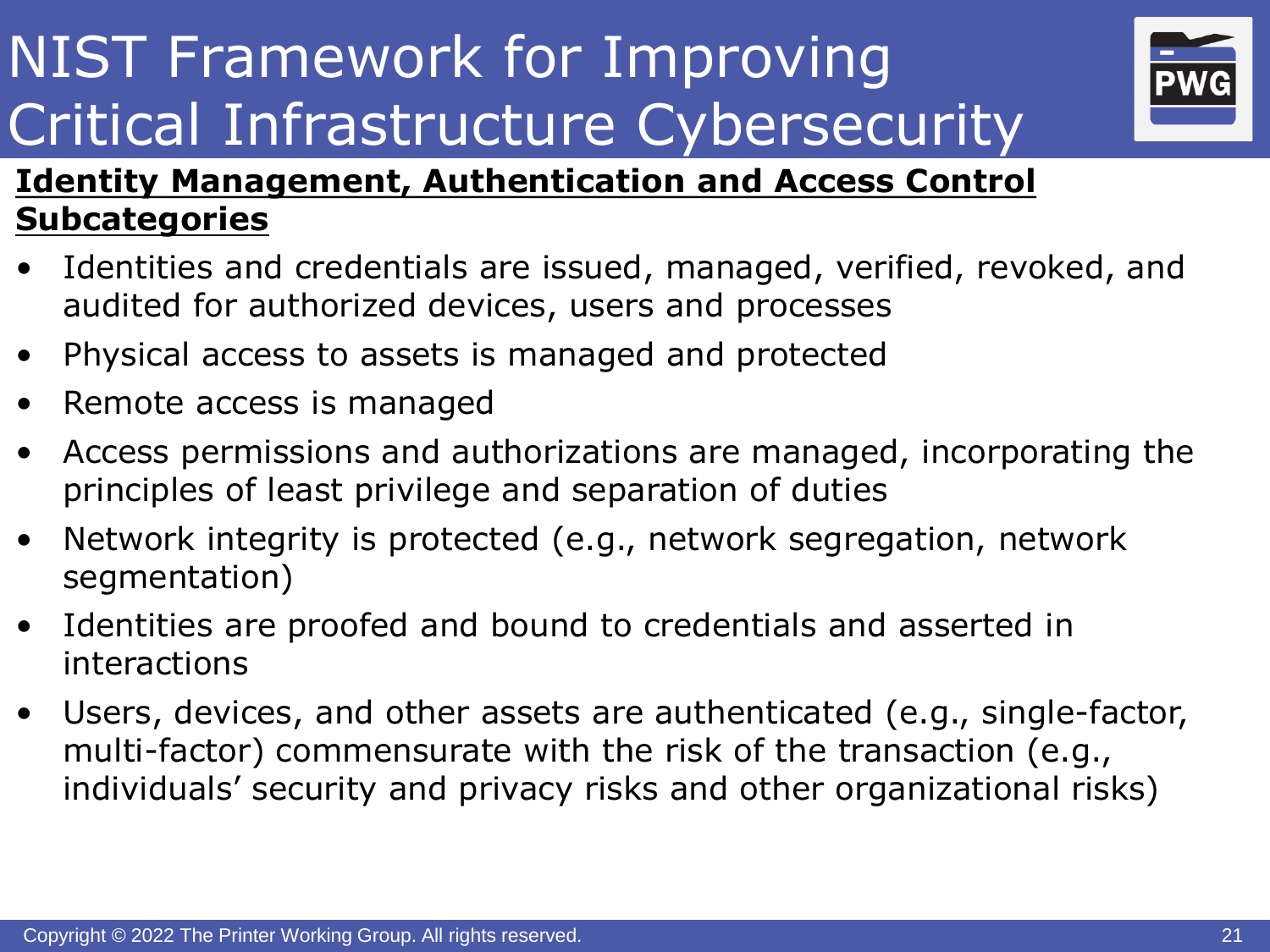# NIST Framework for Improving Critical Infrastructure Cybersecurity

**Identity Management, Authentication and Access Control Subcategories**

- Identities and credentials are issued, managed, verified, revoked, and audited for authorized devices, users and processes
- Physical access to assets is managed and protected
- Remote access is managed
- Access permissions and authorizations are managed, incorporating the principles of least privilege and separation of duties
- Network integrity is protected (e.g., network segregation, network segmentation)
- Identities are proofed and bound to credentials and asserted in interactions
- Users, devices, and other assets are authenticated (e.g., single-factor, multi-factor) commensurate with the risk of the transaction (e.g., individuals' security and privacy risks and other organizational risks)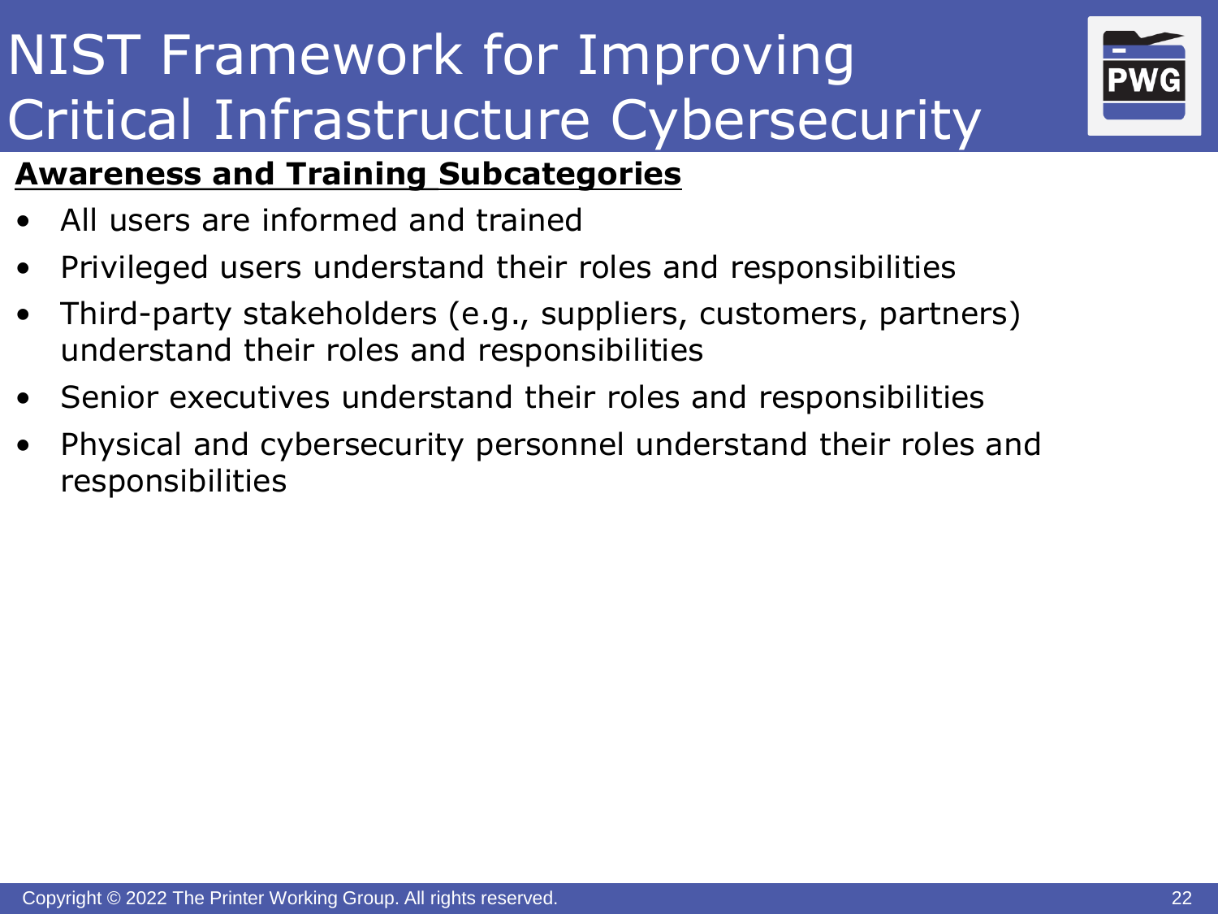# NIST Framework for Improving Critical Infrastructure Cybersecurity

**Awareness and Training Subcategories**

- All users are informed and trained
- Privileged users understand their roles and responsibilities
- Third-party stakeholders (e.g., suppliers, customers, partners) understand their roles and responsibilities
- Senior executives understand their roles and responsibilities
- Physical and cybersecurity personnel understand their roles and responsibilities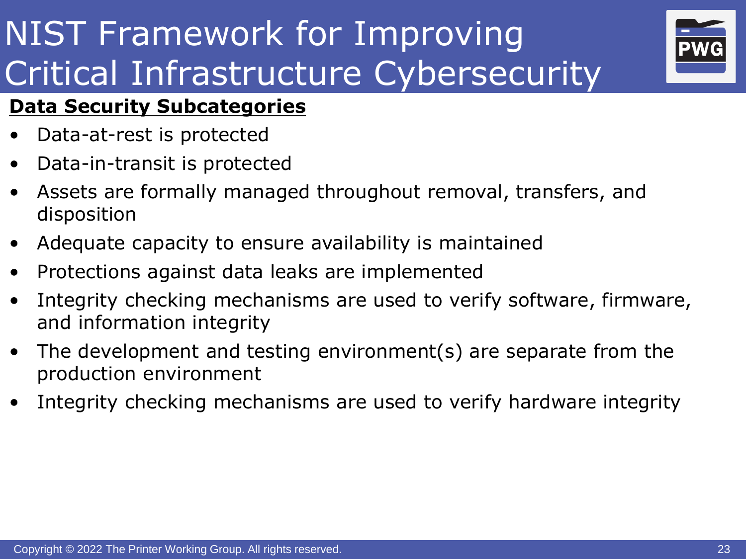# NIST Framework for Improving Critical Infrastructure Cybersecurity

**Data Security Subcategories**

- Data-at-rest is protected
- Data-in-transit is protected
- Assets are formally managed throughout removal, transfers, and disposition
- Adequate capacity to ensure availability is maintained
- Protections against data leaks are implemented
- Integrity checking mechanisms are used to verify software, firmware, and information integrity
- The development and testing environment(s) are separate from the production environment
- Integrity checking mechanisms are used to verify hardware integrity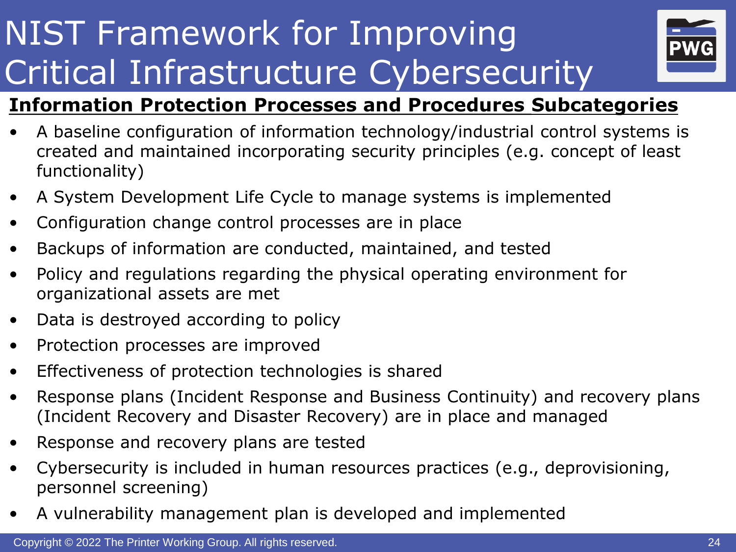# NIST Framework for Improving Critical Infrastructure Cybersecurity

## Information Protection Processes and Procedures Subcategories

- A baseline configuration of information technology/industrial control systems is created and maintained incorporating security principles (e.g. concept of least functionality)
- A System Development Life Cycle to manage systems is implemented
- Configuration change control processes are in place
- Backups of information are conducted, maintained, and tested
- Policy and regulations regarding the physical operating environment for organizational assets are met
- Data is destroyed according to policy
- Protection processes are improved
- Effectiveness of protection technologies is shared
- Response plans (Incident Response and Business Continuity) and recovery plans (Incident Recovery and Disaster Recovery) are in place and managed
- Response and recovery plans are tested
- Cybersecurity is included in human resources practices (e.g., deprovisioning, personnel screening)
- A vulnerability management plan is developed and implemented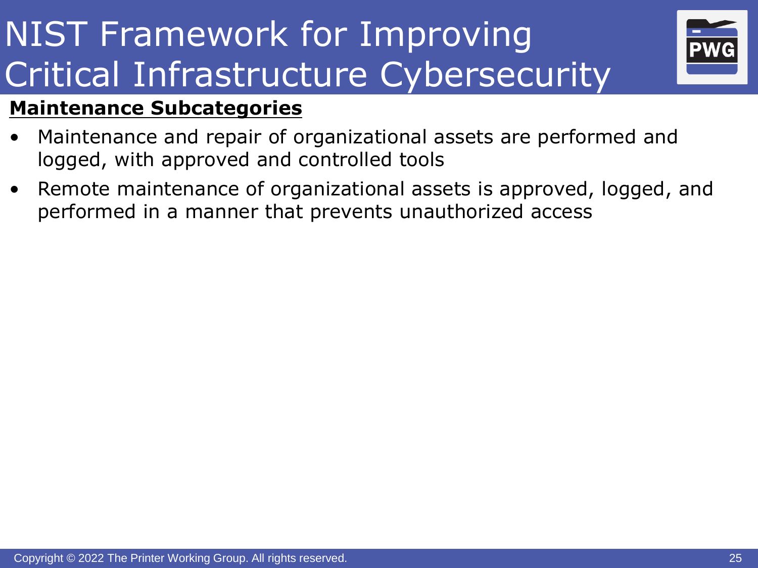# NIST Framework for Improving Critical Infrastructure Cybersecurity

**Maintenance Subcategories**

- Maintenance and repair of organizational assets are performed and logged, with approved and controlled tools
- Remote maintenance of organizational assets is approved, logged, and performed in a manner that prevents unauthorized access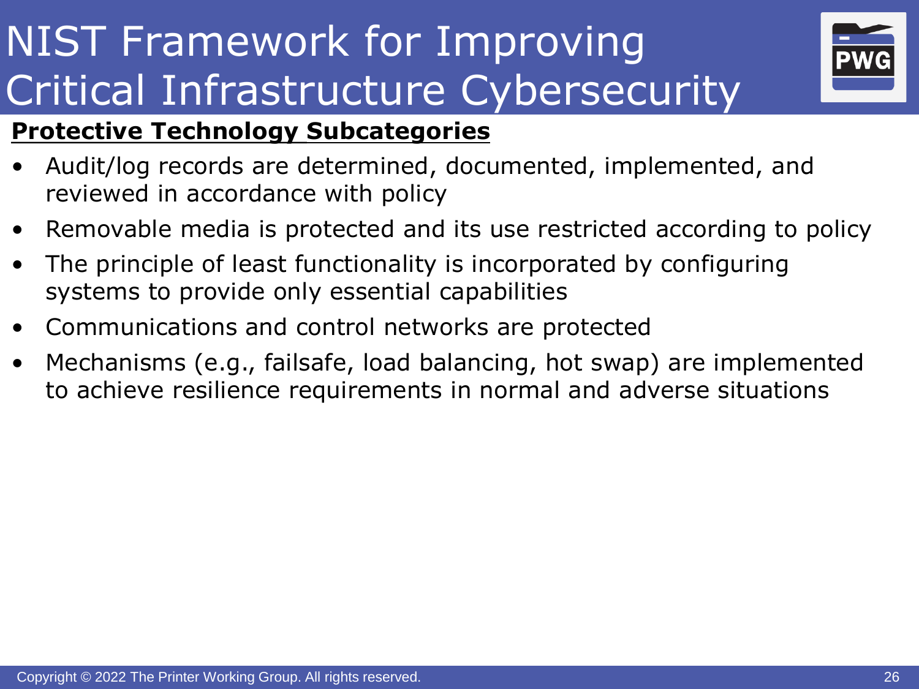# NIST Framework for Improving Critical Infrastructure Cybersecurity

**Protective Technology Subcategories**

- Audit/log records are determined, documented, implemented, and reviewed in accordance with policy
- Removable media is protected and its use restricted according to policy
- The principle of least functionality is incorporated by configuring systems to provide only essential capabilities
- Communications and control networks are protected
- Mechanisms (e.g., failsafe, load balancing, hot swap) are implemented to achieve resilience requirements in normal and adverse situations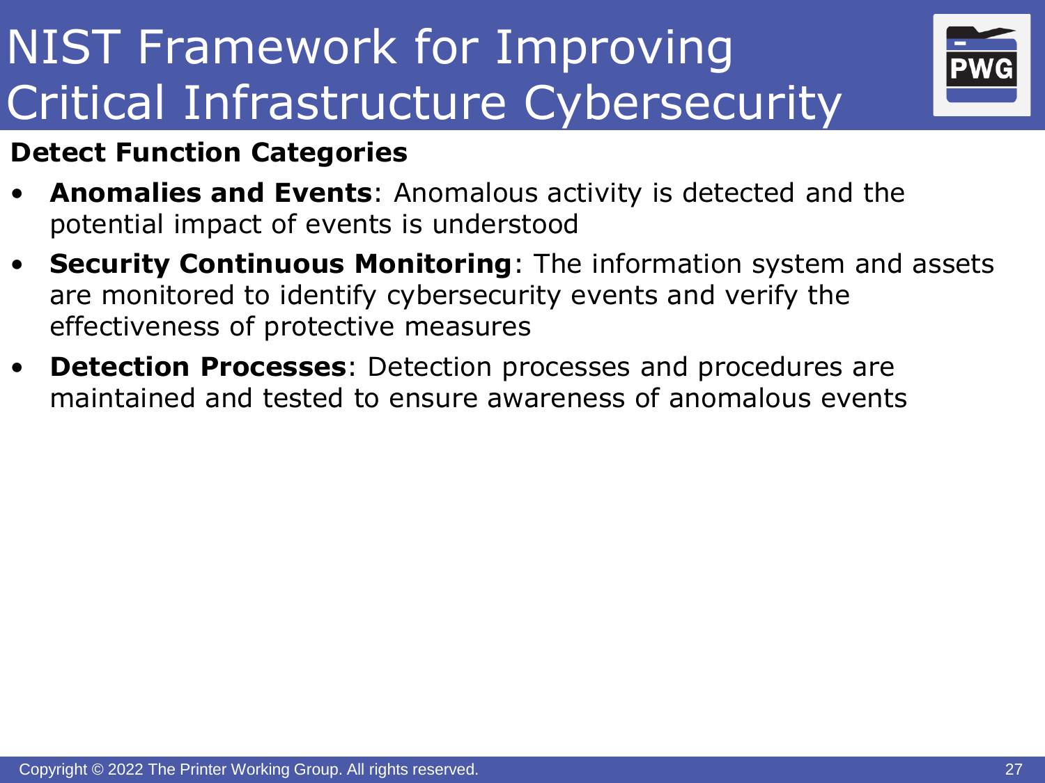# NIST Framework for Improving Critical Infrastructure Cybersecurity

**Detect Function Categories**

- **Anomalies and Events**: Anomalous activity is detected and the potential impact of events is understood
- **Security Continuous Monitoring**: The information system and assets are monitored to identify cybersecurity events and verify the effectiveness of protective measures
- **Detection Processes**: Detection processes and procedures are maintained and tested to ensure awareness of anomalous events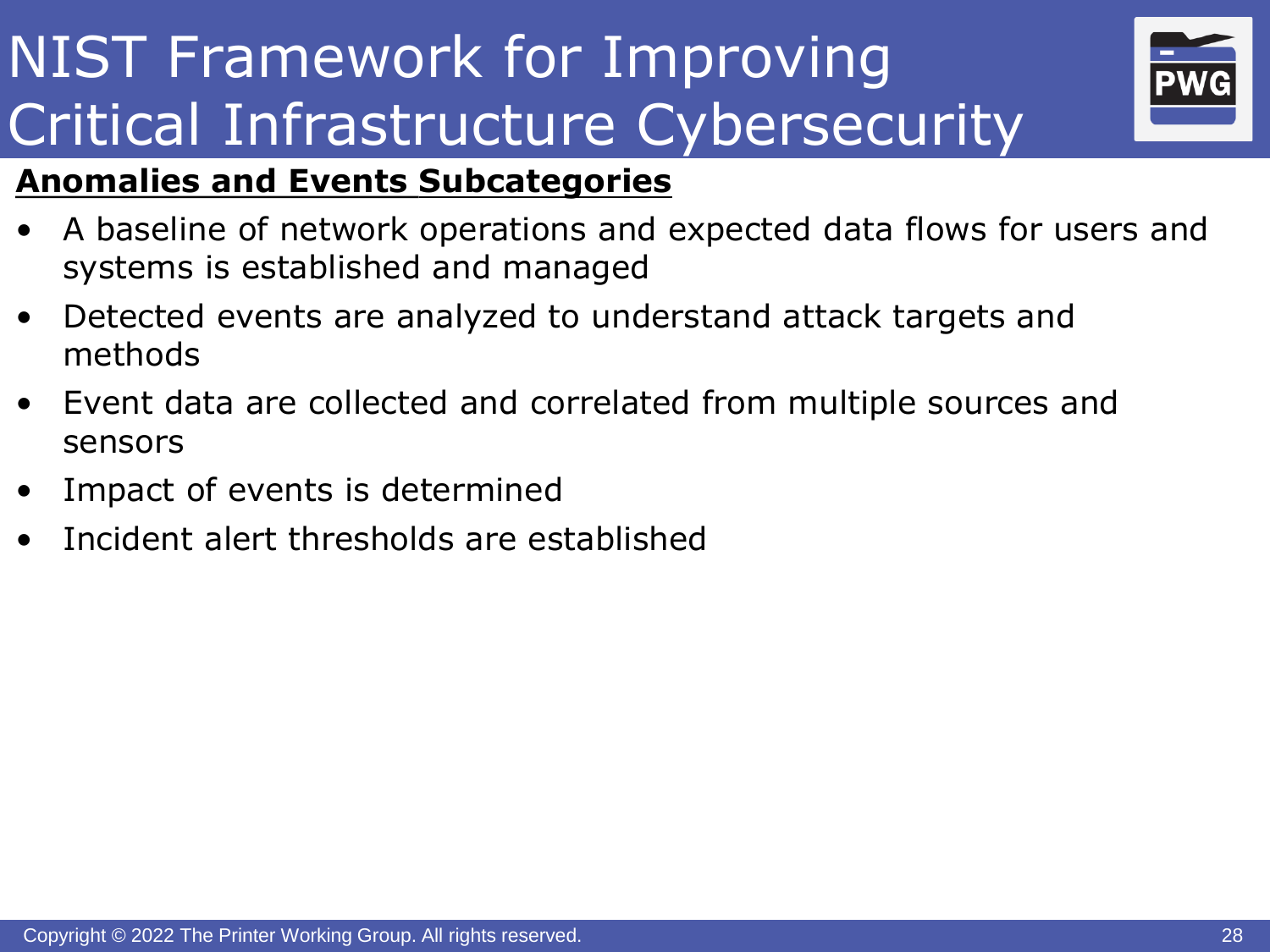# NIST Framework for Improving Critical Infrastructure Cybersecurity

**Anomalies and Events Subcategories**

- A baseline of network operations and expected data flows for users and systems is established and managed
- Detected events are analyzed to understand attack targets and methods
- Event data are collected and correlated from multiple sources and sensors
- Impact of events is determined
- Incident alert thresholds are established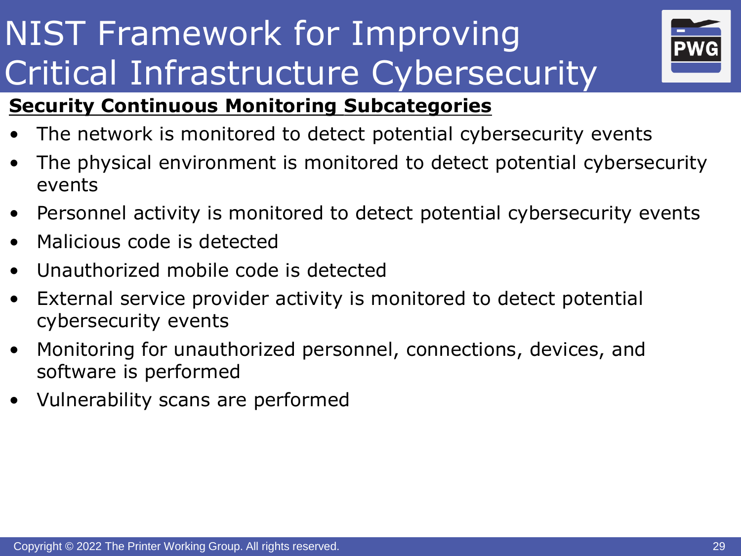# NIST Framework for Improving Critical Infrastructure Cybersecurity

**Security Continuous Monitoring Subcategories**

- The network is monitored to detect potential cybersecurity events
- The physical environment is monitored to detect potential cybersecurity events
- Personnel activity is monitored to detect potential cybersecurity events
- Malicious code is detected
- Unauthorized mobile code is detected
- External service provider activity is monitored to detect potential cybersecurity events
- Monitoring for unauthorized personnel, connections, devices, and software is performed
- Vulnerability scans are performed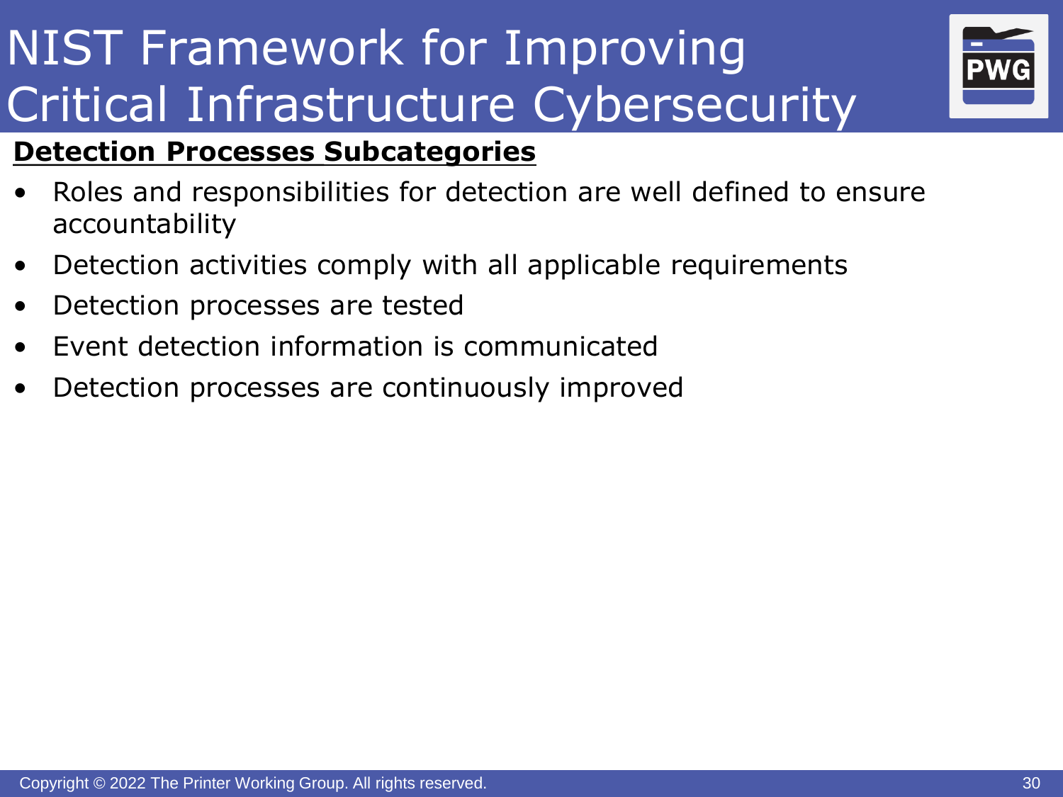# NIST Framework for Improving Critical Infrastructure Cybersecurity

**Detection Processes Subcategories**

- Roles and responsibilities for detection are well defined to ensure accountability
- Detection activities comply with all applicable requirements
- Detection processes are tested
- Event detection information is communicated
- Detection processes are continuously improved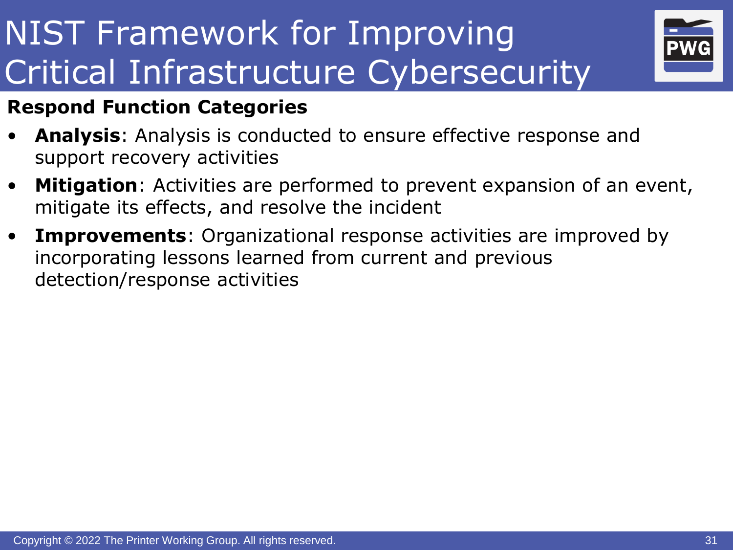# NIST Framework for Improving Critical Infrastructure Cybersecurity

**Respond Function Categories**

- **Analysis**: Analysis is conducted to ensure effective response and support recovery activities
- **Mitigation**: Activities are performed to prevent expansion of an event, mitigate its effects, and resolve the incident
- **Improvements**: Organizational response activities are improved by incorporating lessons learned from current and previous detection/response activities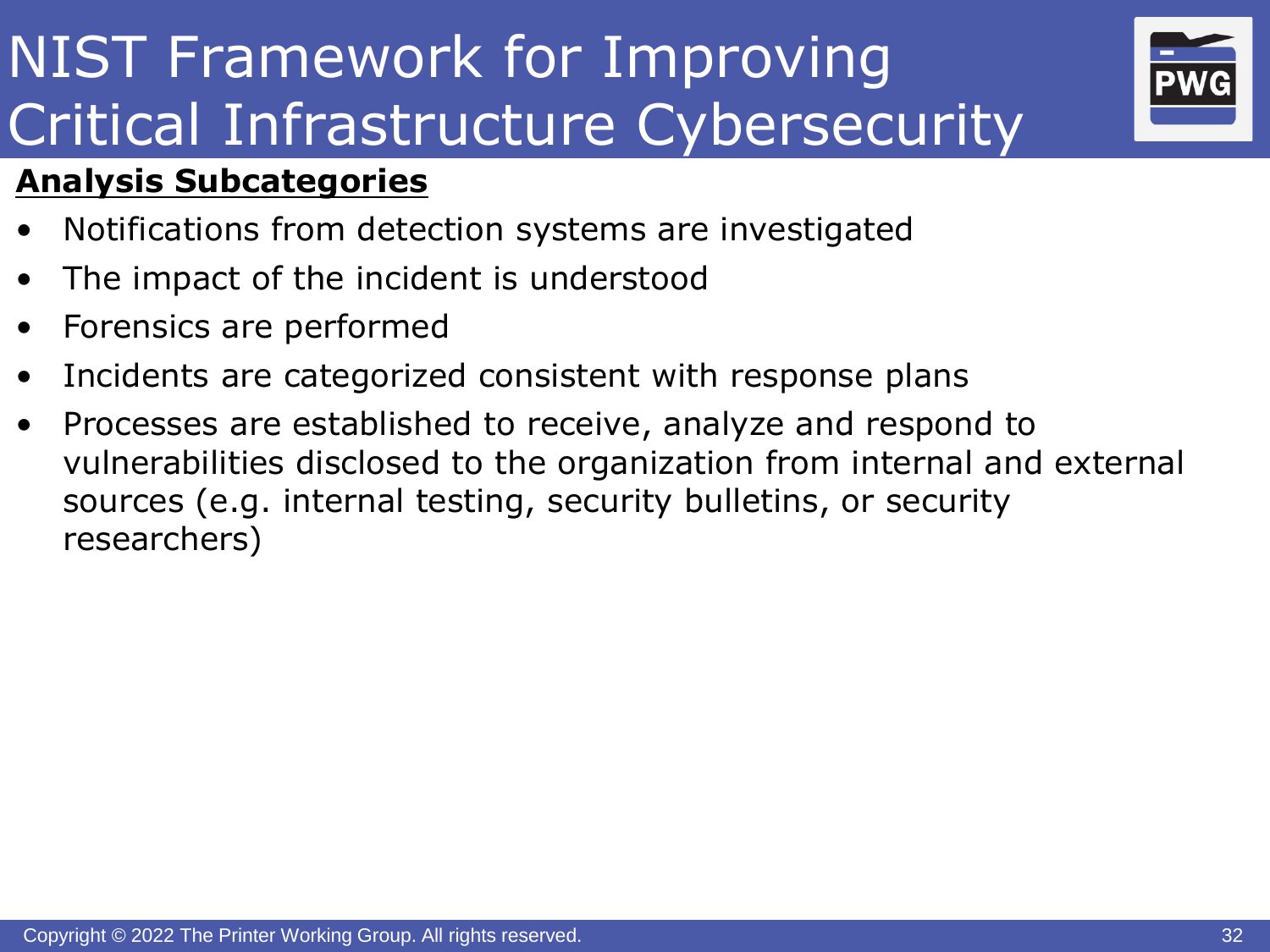# NIST Framework for Improving Critical Infrastructure Cybersecurity

**Analysis Subcategories**

- Notifications from detection systems are investigated
- The impact of the incident is understood
- Forensics are performed
- Incidents are categorized consistent with response plans
- Processes are established to receive, analyze and respond to vulnerabilities disclosed to the organization from internal and external sources (e.g. internal testing, security bulletins, or security researchers)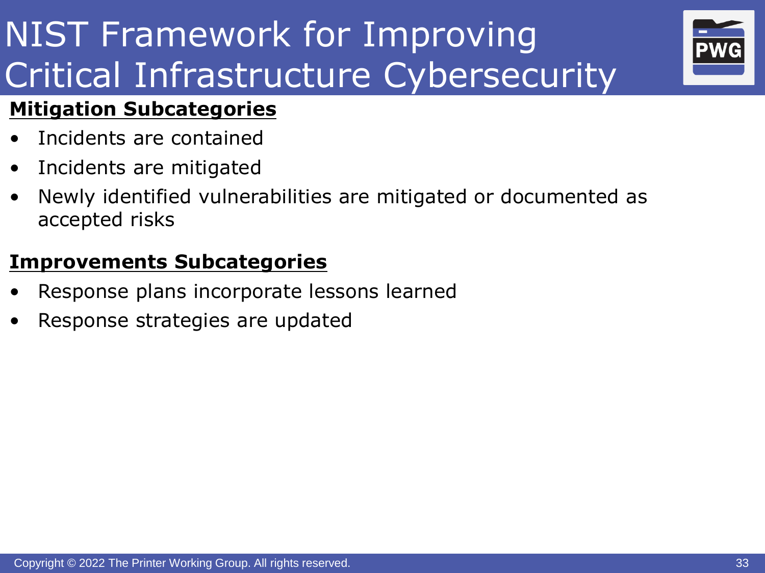# NIST Framework for Improving Critical Infrastructure Cybersecurity

**Mitigation Subcategories**

- Incidents are contained
- Incidents are mitigated
- Newly identified vulnerabilities are mitigated or documented as accepted risks

**Improvements Subcategories**

- Response plans incorporate lessons learned
- Response strategies are updated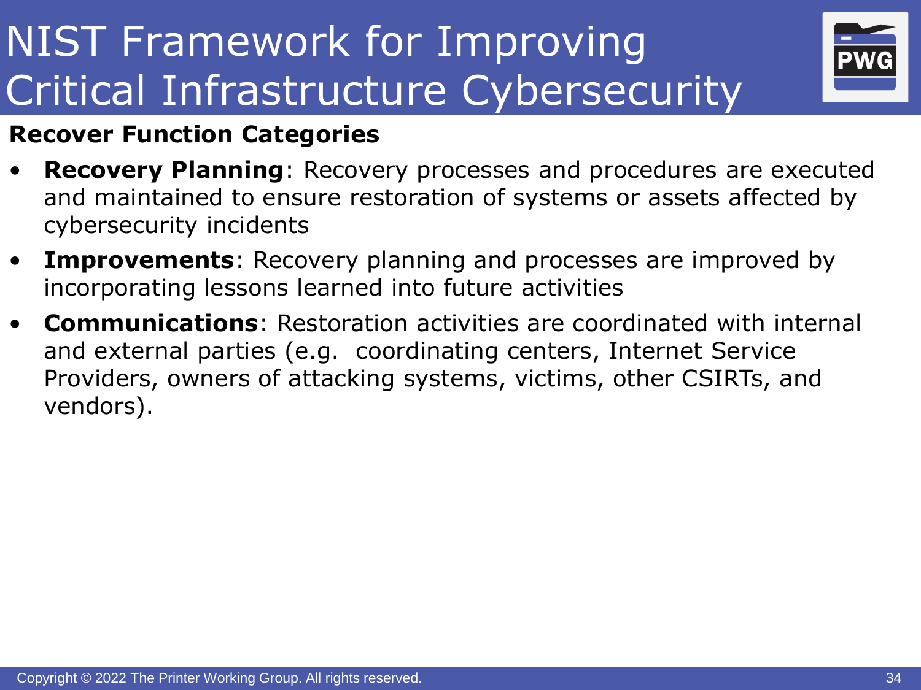# NIST Framework for Improving Critical Infrastructure Cybersecurity

**Recover Function Categories**

- **Recovery Planning**: Recovery processes and procedures are executed and maintained to ensure restoration of systems or assets affected by cybersecurity incidents
- **Improvements**: Recovery planning and processes are improved by incorporating lessons learned into future activities
- **Communications**: Restoration activities are coordinated with internal and external parties (e.g.  coordinating centers, Internet Service Providers, owners of attacking systems, victims, other CSIRTs, and vendors).

Copyright © 2022 The Printer Working Group. All rights reserved.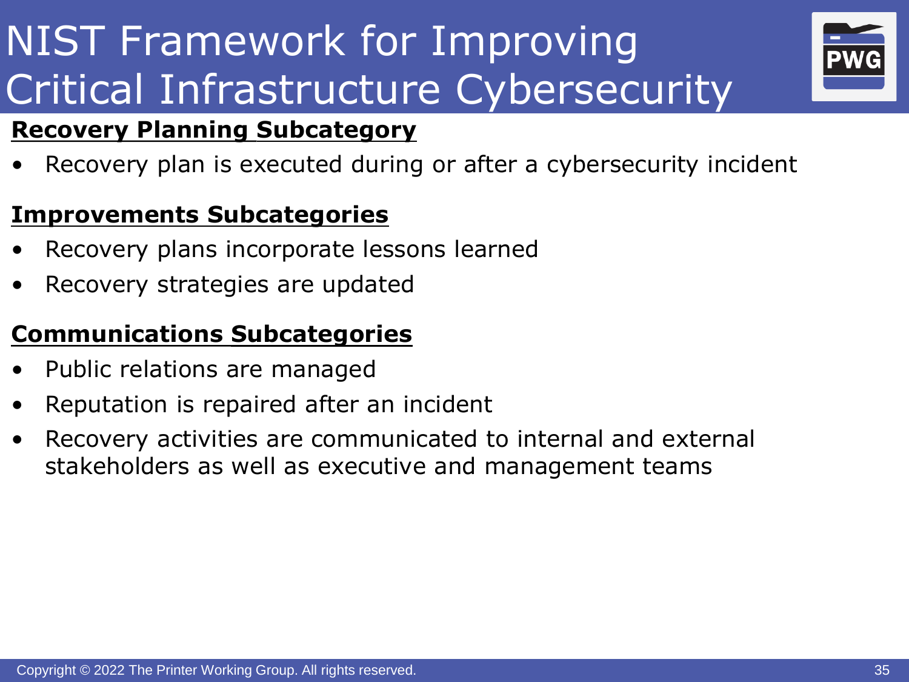# NIST Framework for Improving Critical Infrastructure Cybersecurity

**Recovery Planning Subcategory**

- Recovery plan is executed during or after a cybersecurity incident

**Improvements Subcategories**

- Recovery plans incorporate lessons learned
- Recovery strategies are updated

**Communications Subcategories**

- Public relations are managed
- Reputation is repaired after an incident
- Recovery activities are communicated to internal and external stakeholders as well as executive and management teams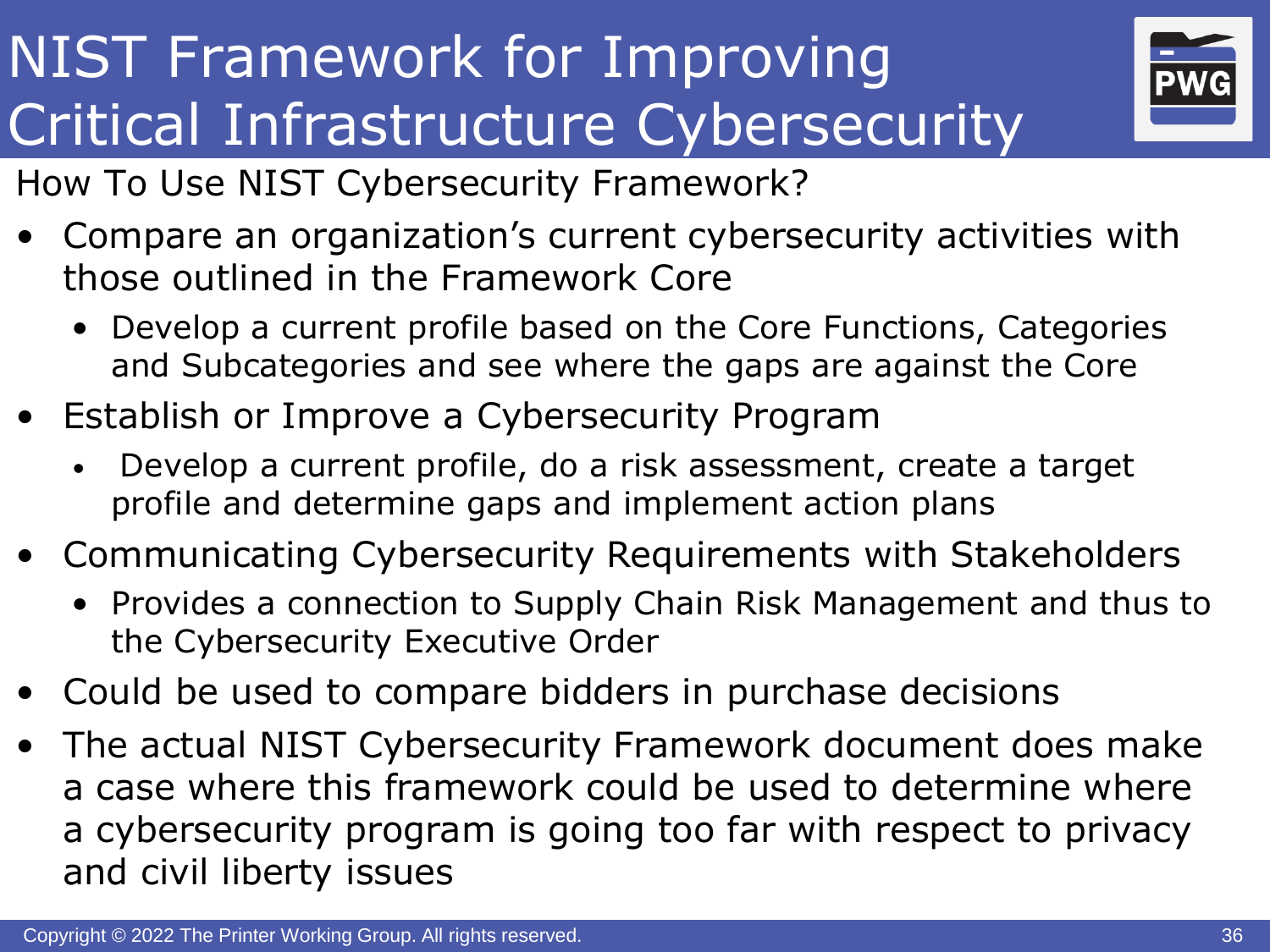# NIST Framework for Improving Critical Infrastructure Cybersecurity

How To Use NIST Cybersecurity Framework?

- Compare an organization's current cybersecurity activities with those outlined in the Framework Core
  - Develop a current profile based on the Core Functions, Categories and Subcategories and see where the gaps are against the Core
- Establish or Improve a Cybersecurity Program
  - Develop a current profile, do a risk assessment, create a target profile and determine gaps and implement action plans
- Communicating Cybersecurity Requirements with Stakeholders
  - Provides a connection to Supply Chain Risk Management and thus to the Cybersecurity Executive Order
- Could be used to compare bidders in purchase decisions
- The actual NIST Cybersecurity Framework document does make a case where this framework could be used to determine where a cybersecurity program is going too far with respect to privacy and civil liberty issues